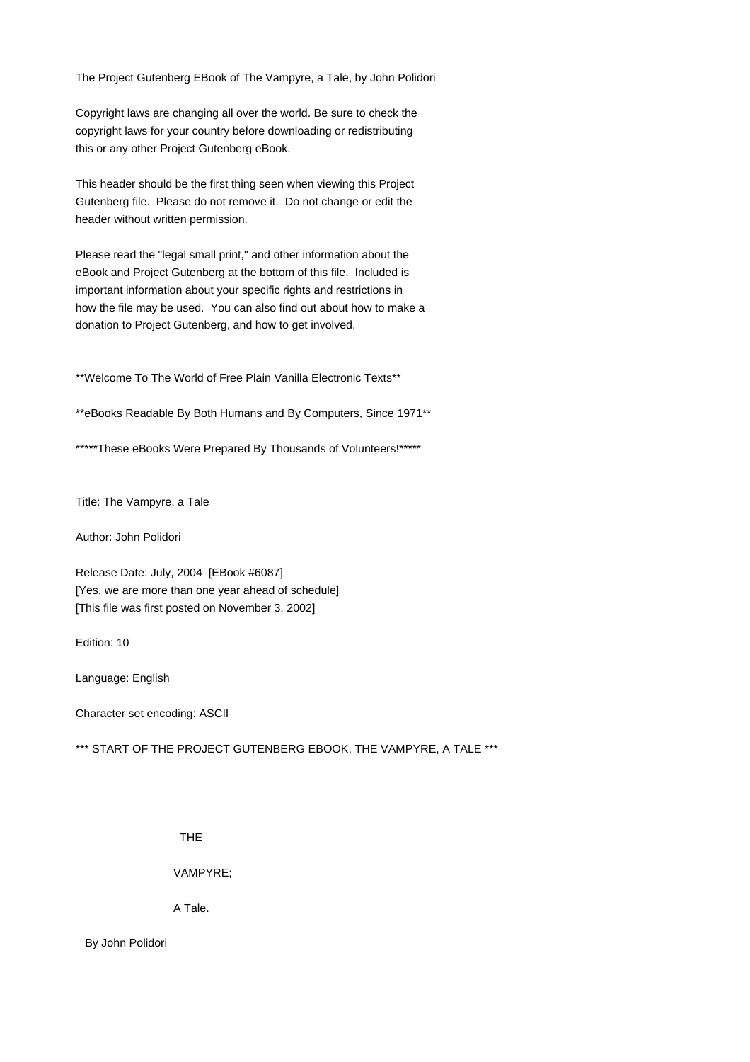The Project Gutenberg EBook of The Vampyre, a Tale, by John Polidori

Copyright laws are changing all over the world. Be sure to check the copyright laws for your country before downloading or redistributing this or any other Project Gutenberg eBook.

This header should be the first thing seen when viewing this Project Gutenberg file. Please do not remove it. Do not change or edit the header without written permission.

Please read the "legal small print," and other information about the eBook and Project Gutenberg at the bottom of this file. Included is important information about your specific rights and restrictions in how the file may be used. You can also find out about how to make a donation to Project Gutenberg, and how to get involved.

**Welcome To The World of Free Plain Vanilla Electronic Texts**

**eBooks Readable By Both Humans and By Computers, Since 1971**

*****These eBooks Were Prepared By Thousands of Volunteers!*****

Title: The Vampyre, a Tale

Author: John Polidori

Release Date: July, 2004 [EBook #6087]
[Yes, we are more than one year ahead of schedule]
[This file was first posted on November 3, 2002]

Edition: 10

Language: English

Character set encoding: ASCII

*** START OF THE PROJECT GUTENBERG EBOOK, THE VAMPYRE, A TALE ***

# THE

# VAMPYRE;

## A Tale.

By John Polidori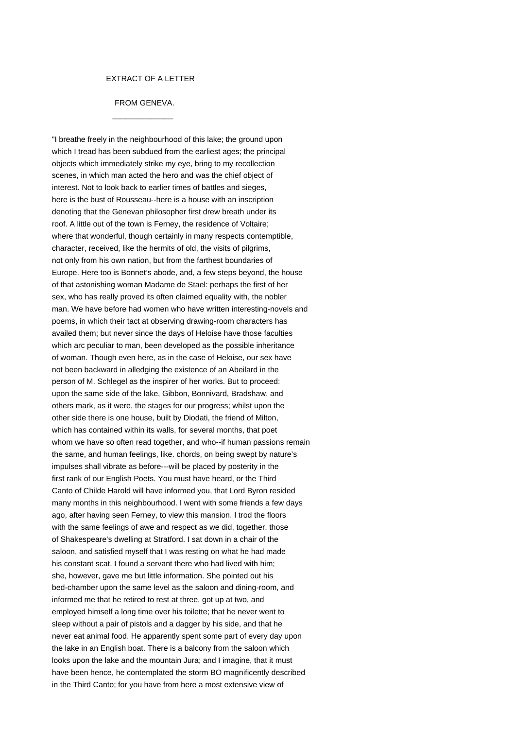EXTRACT OF A LETTER

FROM GENEVA.

______________

"I breathe freely in the neighbourhood of this lake; the ground upon which I tread has been subdued from the earliest ages; the principal objects which immediately strike my eye, bring to my recollection scenes, in which man acted the hero and was the chief object of interest. Not to look back to earlier times of battles and sieges, here is the bust of Rousseau--here is a house with an inscription denoting that the Genevan philosopher first drew breath under its roof. A little out of the town is Ferney, the residence of Voltaire; where that wonderful, though certainly in many respects contemptible, character, received, like the hermits of old, the visits of pilgrims, not only from his own nation, but from the farthest boundaries of Europe. Here too is Bonnet's abode, and, a few steps beyond, the house of that astonishing woman Madame de Stael: perhaps the first of her sex, who has really proved its often claimed equality with, the nobler man. We have before had women who have written interesting-novels and poems, in which their tact at observing drawing-room characters has availed them; but never since the days of Heloise have those faculties which arc peculiar to man, been developed as the possible inheritance of woman. Though even here, as in the case of Heloise, our sex have not been backward in alledging the existence of an Abeilard in the person of M. Schlegel as the inspirer of her works. But to proceed: upon the same side of the lake, Gibbon, Bonnivard, Bradshaw, and others mark, as it were, the stages for our progress; whilst upon the other side there is one house, built by Diodati, the friend of Milton, which has contained within its walls, for several months, that poet whom we have so often read together, and who--if human passions remain the same, and human feelings, like. chords, on being swept by nature's impulses shall vibrate as before---will be placed by posterity in the first rank of our English Poets. You must have heard, or the Third Canto of Childe Harold will have informed you, that Lord Byron resided many months in this neighbourhood. I went with some friends a few days ago, after having seen Ferney, to view this mansion. I trod the floors with the same feelings of awe and respect as we did, together, those of Shakespeare's dwelling at Stratford. I sat down in a chair of the saloon, and satisfied myself that I was resting on what he had made his constant scat. I found a servant there who had lived with him; she, however, gave me but little information. She pointed out his bed-chamber upon the same level as the saloon and dining-room, and informed me that he retired to rest at three, got up at two, and employed himself a long time over his toilette; that he never went to sleep without a pair of pistols and a dagger by his side, and that he never eat animal food. He apparently spent some part of every day upon the lake in an English boat. There is a balcony from the saloon which looks upon the lake and the mountain Jura; and I imagine, that it must have been hence, he contemplated the storm BO magnificently described in the Third Canto; for you have from here a most extensive view of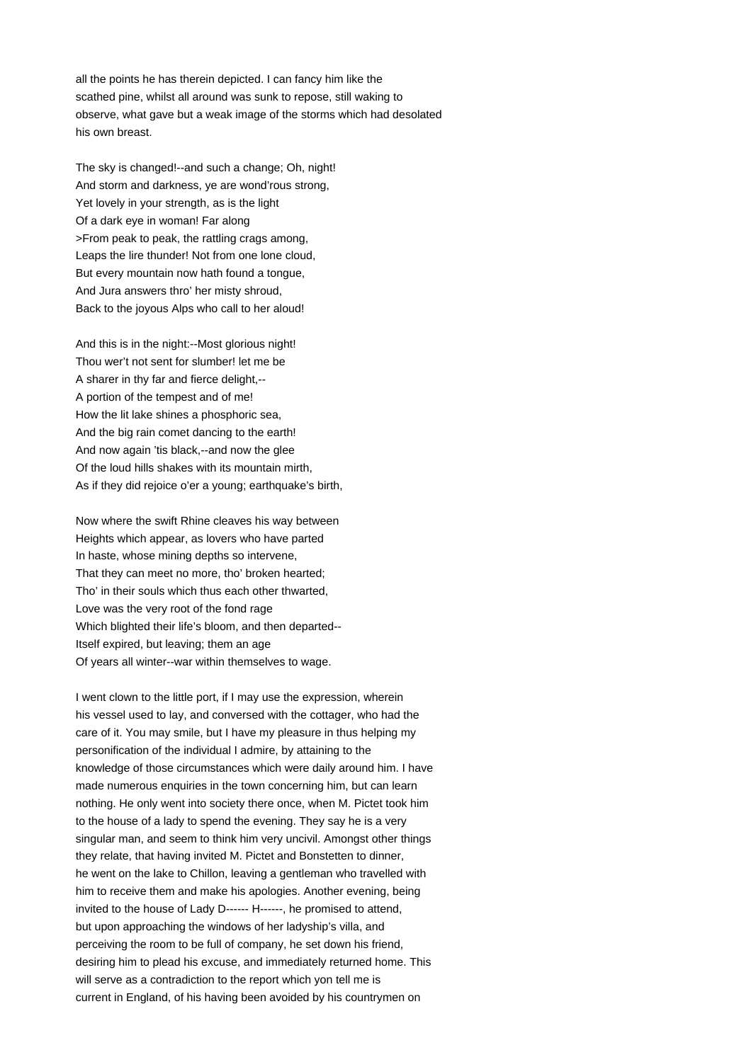all the points he has therein depicted. I can fancy him like the scathed pine, whilst all around was sunk to repose, still waking to observe, what gave but a weak image of the storms which had desolated his own breast.

The sky is changed!--and such a change; Oh, night!  
And storm and darkness, ye are wond'rous strong,  
Yet lovely in your strength, as is the light  
Of a dark eye in woman! Far along  
>From peak to peak, the rattling crags among,  
Leaps the lire thunder! Not from one lone cloud,  
But every mountain now hath found a tongue,  
And Jura answers thro' her misty shroud,  
Back to the joyous Alps who call to her aloud!

And this is in the night:--Most glorious night!  
Thou wer't not sent for slumber! let me be  
A sharer in thy far and fierce delight,--  
A portion of the tempest and of me!  
How the lit lake shines a phosphoric sea,  
And the big rain comet dancing to the earth!  
And now again 'tis black,--and now the glee  
Of the loud hills shakes with its mountain mirth,  
As if they did rejoice o'er a young; earthquake's birth,

Now where the swift Rhine cleaves his way between  
Heights which appear, as lovers who have parted  
In haste, whose mining depths so intervene,  
That they can meet no more, tho' broken hearted;  
Tho' in their souls which thus each other thwarted,  
Love was the very root of the fond rage  
Which blighted their life's bloom, and then departed--  
Itself expired, but leaving; them an age  
Of years all winter--war within themselves to wage.

I went clown to the little port, if I may use the expression, wherein his vessel used to lay, and conversed with the cottager, who had the care of it. You may smile, but I have my pleasure in thus helping my personification of the individual I admire, by attaining to the knowledge of those circumstances which were daily around him. I have made numerous enquiries in the town concerning him, but can learn nothing. He only went into society there once, when M. Pictet took him to the house of a lady to spend the evening. They say he is a very singular man, and seem to think him very uncivil. Amongst other things they relate, that having invited M. Pictet and Bonstetten to dinner, he went on the lake to Chillon, leaving a gentleman who travelled with him to receive them and make his apologies. Another evening, being invited to the house of Lady D------ H------, he promised to attend, but upon approaching the windows of her ladyship's villa, and perceiving the room to be full of company, he set down his friend, desiring him to plead his excuse, and immediately returned home. This will serve as a contradiction to the report which yon tell me is current in England, of his having been avoided by his countrymen on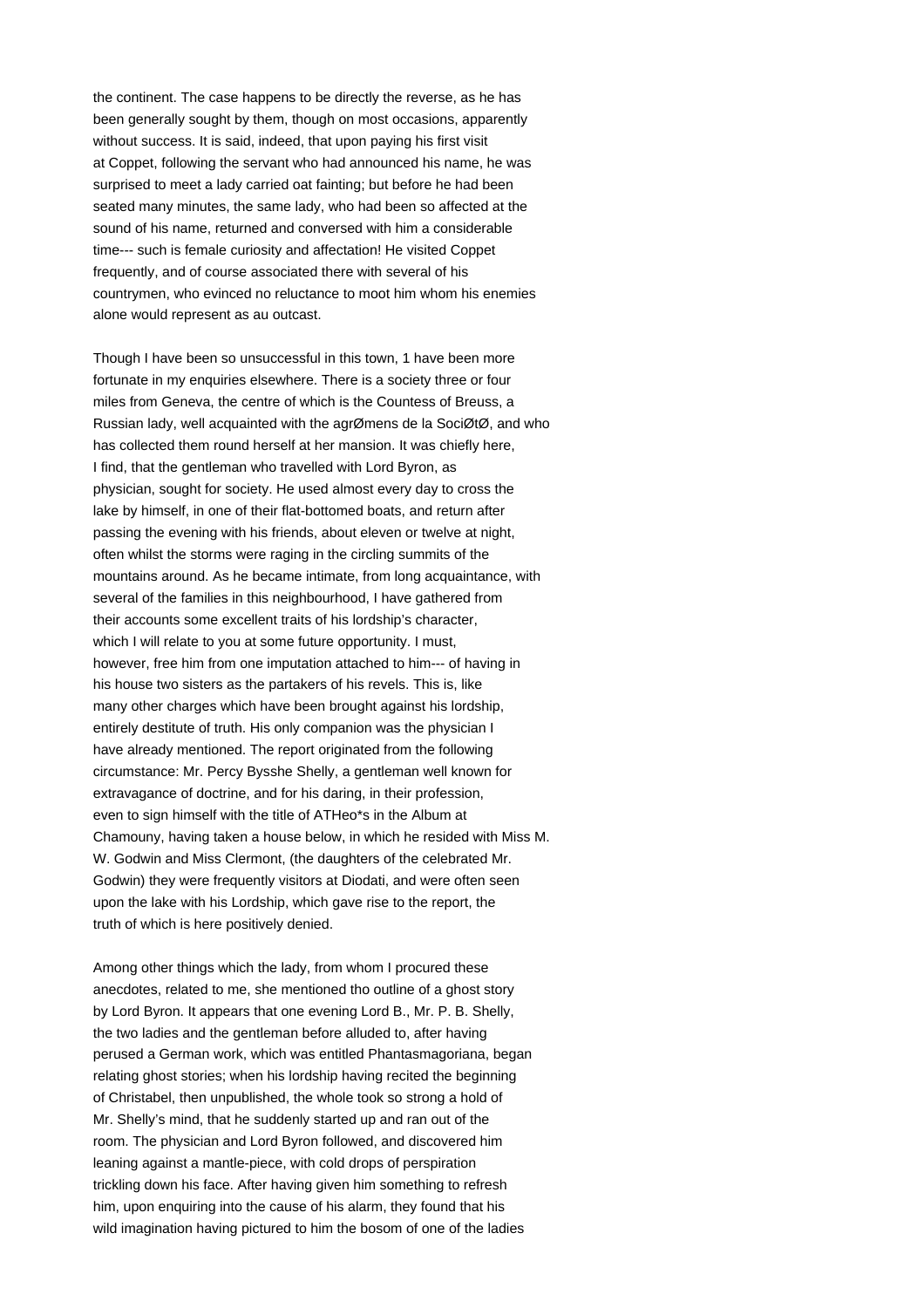the continent. The case happens to be directly the reverse, as he has been generally sought by them, though on most occasions, apparently without success. It is said, indeed, that upon paying his first visit at Coppet, following the servant who had announced his name, he was surprised to meet a lady carried oat fainting; but before he had been seated many minutes, the same lady, who had been so affected at the sound of his name, returned and conversed with him a considerable time--- such is female curiosity and affectation! He visited Coppet frequently, and of course associated there with several of his countrymen, who evinced no reluctance to moot him whom his enemies alone would represent as au outcast.

Though I have been so unsuccessful in this town, 1 have been more fortunate in my enquiries elsewhere. There is a society three or four miles from Geneva, the centre of which is the Countess of Breuss, a Russian lady, well acquainted with the agrØmens de la SociØtØ, and who has collected them round herself at her mansion. It was chiefly here, I find, that the gentleman who travelled with Lord Byron, as physician, sought for society. He used almost every day to cross the lake by himself, in one of their flat-bottomed boats, and return after passing the evening with his friends, about eleven or twelve at night, often whilst the storms were raging in the circling summits of the mountains around. As he became intimate, from long acquaintance, with several of the families in this neighbourhood, I have gathered from their accounts some excellent traits of his lordship's character, which I will relate to you at some future opportunity. I must, however, free him from one imputation attached to him--- of having in his house two sisters as the partakers of his revels. This is, like many other charges which have been brought against his lordship, entirely destitute of truth. His only companion was the physician I have already mentioned. The report originated from the following circumstance: Mr. Percy Bysshe Shelly, a gentleman well known for extravagance of doctrine, and for his daring, in their profession, even to sign himself with the title of ATHeo*s in the Album at Chamouny, having taken a house below, in which he resided with Miss M. W. Godwin and Miss Clermont, (the daughters of the celebrated Mr. Godwin) they were frequently visitors at Diodati, and were often seen upon the lake with his Lordship, which gave rise to the report, the truth of which is here positively denied.

Among other things which the lady, from whom I procured these anecdotes, related to me, she mentioned tho outline of a ghost story by Lord Byron. It appears that one evening Lord B., Mr. P. B. Shelly, the two ladies and the gentleman before alluded to, after having perused a German work, which was entitled Phantasmagoriana, began relating ghost stories; when his lordship having recited the beginning of Christabel, then unpublished, the whole took so strong a hold of Mr. Shelly's mind, that he suddenly started up and ran out of the room. The physician and Lord Byron followed, and discovered him leaning against a mantle-piece, with cold drops of perspiration trickling down his face. After having given him something to refresh him, upon enquiring into the cause of his alarm, they found that his wild imagination having pictured to him the bosom of one of the ladies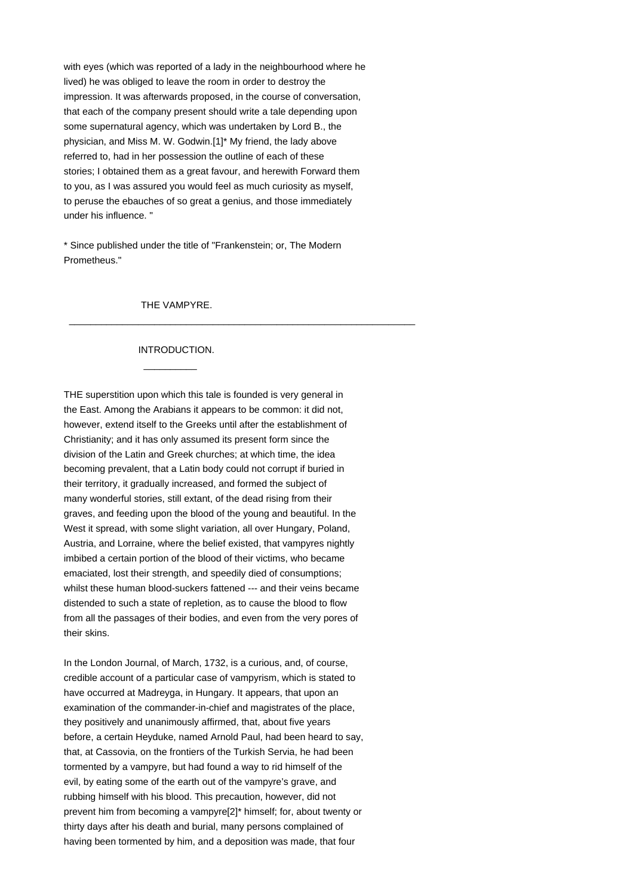with eyes (which was reported of a lady in the neighbourhood where he lived) he was obliged to leave the room in order to destroy the impression. It was afterwards proposed, in the course of conversation, that each of the company present should write a tale depending upon some supernatural agency, which was undertaken by Lord B., the physician, and Miss M. W. Godwin.[1]* My friend, the lady above referred to, had in her possession the outline of each of these stories; I obtained them as a great favour, and herewith Forward them to you, as I was assured you would feel as much curiosity as myself, to peruse the ebauches of so great a genius, and those immediately under his influence. "

* Since published under the title of "Frankenstein; or, The Modern Prometheus."

## THE VAMPYRE.

---

### INTRODUCTION.

---

THE superstition upon which this tale is founded is very general in the East. Among the Arabians it appears to be common: it did not, however, extend itself to the Greeks until after the establishment of Christianity; and it has only assumed its present form since the division of the Latin and Greek churches; at which time, the idea becoming prevalent, that a Latin body could not corrupt if buried in their territory, it gradually increased, and formed the subject of many wonderful stories, still extant, of the dead rising from their graves, and feeding upon the blood of the young and beautiful. In the West it spread, with some slight variation, all over Hungary, Poland, Austria, and Lorraine, where the belief existed, that vampyres nightly imbibed a certain portion of the blood of their victims, who became emaciated, lost their strength, and speedily died of consumptions; whilst these human blood-suckers fattened --- and their veins became distended to such a state of repletion, as to cause the blood to flow from all the passages of their bodies, and even from the very pores of their skins.

In the London Journal, of March, 1732, is a curious, and, of course, credible account of a particular case of vampyrism, which is stated to have occurred at Madreyga, in Hungary. It appears, that upon an examination of the commander-in-chief and magistrates of the place, they positively and unanimously affirmed, that, about five years before, a certain Heyduke, named Arnold Paul, had been heard to say, that, at Cassovia, on the frontiers of the Turkish Servia, he had been tormented by a vampyre, but had found a way to rid himself of the evil, by eating some of the earth out of the vampyre's grave, and rubbing himself with his blood. This precaution, however, did not prevent him from becoming a vampyre[2]* himself; for, about twenty or thirty days after his death and burial, many persons complained of having been tormented by him, and a deposition was made, that four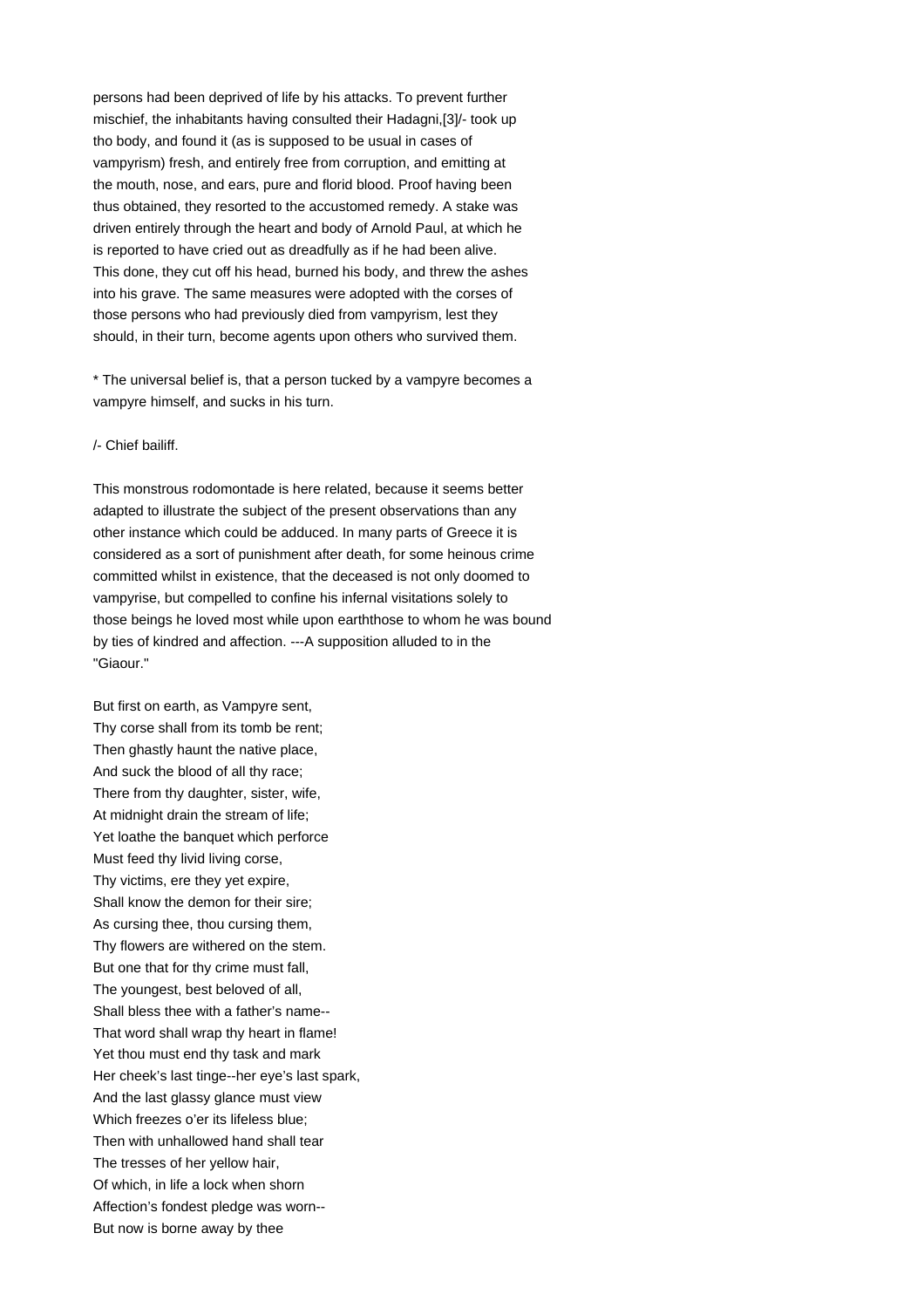persons had been deprived of life by his attacks. To prevent further mischief, the inhabitants having consulted their Hadagni,[3]/- took up tho body, and found it (as is supposed to be usual in cases of vampyrism) fresh, and entirely free from corruption, and emitting at the mouth, nose, and ears, pure and florid blood. Proof having been thus obtained, they resorted to the accustomed remedy. A stake was driven entirely through the heart and body of Arnold Paul, at which he is reported to have cried out as dreadfully as if he had been alive. This done, they cut off his head, burned his body, and threw the ashes into his grave. The same measures were adopted with the corses of those persons who had previously died from vampyrism, lest they should, in their turn, become agents upon others who survived them.

* The universal belief is, that a person tucked by a vampyre becomes a vampyre himself, and sucks in his turn.

/- Chief bailiff.

This monstrous rodomontade is here related, because it seems better adapted to illustrate the subject of the present observations than any other instance which could be adduced. In many parts of Greece it is considered as a sort of punishment after death, for some heinous crime committed whilst in existence, that the deceased is not only doomed to vampyrise, but compelled to confine his infernal visitations solely to those beings he loved most while upon earththose to whom he was bound by ties of kindred and affection. ---A supposition alluded to in the "Giaour."

But first on earth, as Vampyre sent,  
Thy corse shall from its tomb be rent;  
Then ghastly haunt the native place,  
And suck the blood of all thy race;  
There from thy daughter, sister, wife,  
At midnight drain the stream of life;  
Yet loathe the banquet which perforce  
Must feed thy livid living corse,  
Thy victims, ere they yet expire,  
Shall know the demon for their sire;  
As cursing thee, thou cursing them,  
Thy flowers are withered on the stem.  
But one that for thy crime must fall,  
The youngest, best beloved of all,  
Shall bless thee with a father's name--  
That word shall wrap thy heart in flame!  
Yet thou must end thy task and mark  
Her cheek's last tinge--her eye's last spark,  
And the last glassy glance must view  
Which freezes o'er its lifeless blue;  
Then with unhallowed hand shall tear  
The tresses of her yellow hair,  
Of which, in life a lock when shorn  
Affection's fondest pledge was worn--  
But now is borne away by thee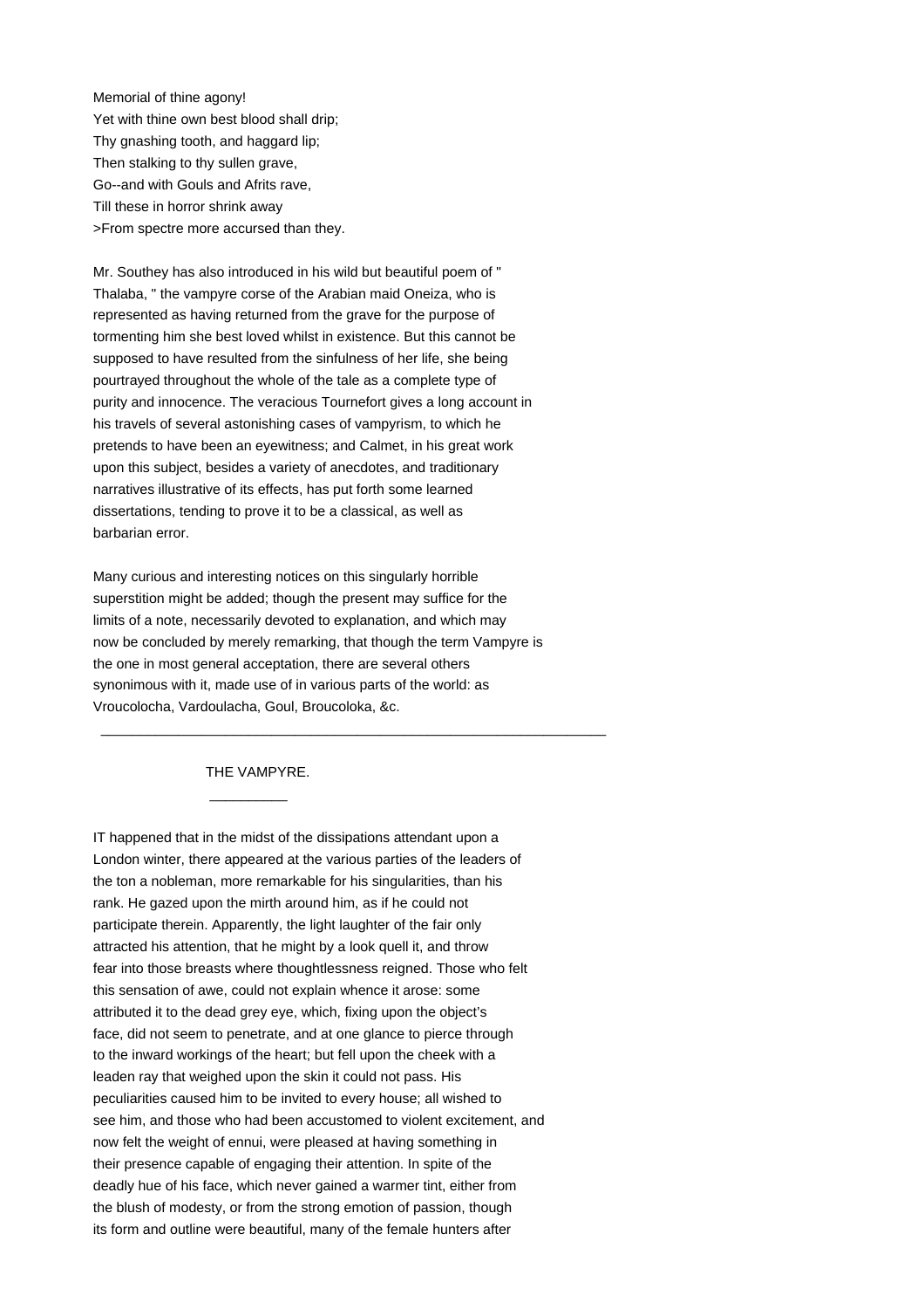Memorial of thine agony!
Yet with thine own best blood shall drip;
Thy gnashing tooth, and haggard lip;
Then stalking to thy sullen grave,
Go--and with Gouls and Afrits rave,
Till these in horror shrink away
>From spectre more accursed than they.

Mr. Southey has also introduced in his wild but beautiful poem of " Thalaba, " the vampyre corse of the Arabian maid Oneiza, who is represented as having returned from the grave for the purpose of tormenting him she best loved whilst in existence. But this cannot be supposed to have resulted from the sinfulness of her life, she being pourtrayed throughout the whole of the tale as a complete type of purity and innocence. The veracious Tournefort gives a long account in his travels of several astonishing cases of vampyrism, to which he pretends to have been an eyewitness; and Calmet, in his great work upon this subject, besides a variety of anecdotes, and traditionary narratives illustrative of its effects, has put forth some learned dissertations, tending to prove it to be a classical, as well as barbarian error.

Many curious and interesting notices on this singularly horrible superstition might be added; though the present may suffice for the limits of a note, necessarily devoted to explanation, and which may now be concluded by merely remarking, that though the term Vampyre is the one in most general acceptation, there are several others synonimous with it, made use of in various parts of the world: as Vroucolocha, Vardoulacha, Goul, Broucoloka, &c.

---

## THE VAMPYRE.

---

IT happened that in the midst of the dissipations attendant upon a London winter, there appeared at the various parties of the leaders of the ton a nobleman, more remarkable for his singularities, than his rank. He gazed upon the mirth around him, as if he could not participate therein. Apparently, the light laughter of the fair only attracted his attention, that he might by a look quell it, and throw fear into those breasts where thoughtlessness reigned. Those who felt this sensation of awe, could not explain whence it arose: some attributed it to the dead grey eye, which, fixing upon the object's face, did not seem to penetrate, and at one glance to pierce through to the inward workings of the heart; but fell upon the cheek with a leaden ray that weighed upon the skin it could not pass. His peculiarities caused him to be invited to every house; all wished to see him, and those who had been accustomed to violent excitement, and now felt the weight of ennui, were pleased at having something in their presence capable of engaging their attention. In spite of the deadly hue of his face, which never gained a warmer tint, either from the blush of modesty, or from the strong emotion of passion, though its form and outline were beautiful, many of the female hunters after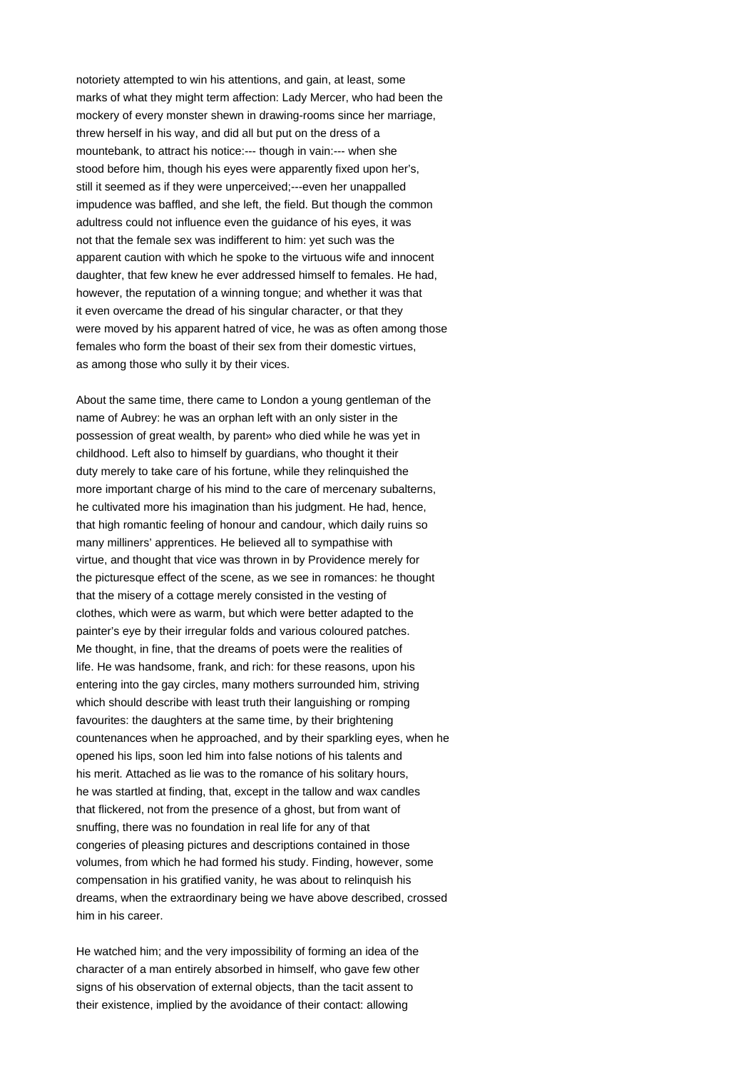notoriety attempted to win his attentions, and gain, at least, some marks of what they might term affection: Lady Mercer, who had been the mockery of every monster shewn in drawing-rooms since her marriage, threw herself in his way, and did all but put on the dress of a mountebank, to attract his notice:--- though in vain:--- when she stood before him, though his eyes were apparently fixed upon her's, still it seemed as if they were unperceived;---even her unappalled impudence was baffled, and she left, the field. But though the common adultress could not influence even the guidance of his eyes, it was not that the female sex was indifferent to him: yet such was the apparent caution with which he spoke to the virtuous wife and innocent daughter, that few knew he ever addressed himself to females. He had, however, the reputation of a winning tongue; and whether it was that it even overcame the dread of his singular character, or that they were moved by his apparent hatred of vice, he was as often among those females who form the boast of their sex from their domestic virtues, as among those who sully it by their vices.

About the same time, there came to London a young gentleman of the name of Aubrey: he was an orphan left with an only sister in the possession of great wealth, by parent» who died while he was yet in childhood. Left also to himself by guardians, who thought it their duty merely to take care of his fortune, while they relinquished the more important charge of his mind to the care of mercenary subalterns, he cultivated more his imagination than his judgment. He had, hence, that high romantic feeling of honour and candour, which daily ruins so many milliners' apprentices. He believed all to sympathise with virtue, and thought that vice was thrown in by Providence merely for the picturesque effect of the scene, as we see in romances: he thought that the misery of a cottage merely consisted in the vesting of clothes, which were as warm, but which were better adapted to the painter's eye by their irregular folds and various coloured patches. Me thought, in fine, that the dreams of poets were the realities of life. He was handsome, frank, and rich: for these reasons, upon his entering into the gay circles, many mothers surrounded him, striving which should describe with least truth their languishing or romping favourites: the daughters at the same time, by their brightening countenances when he approached, and by their sparkling eyes, when he opened his lips, soon led him into false notions of his talents and his merit. Attached as lie was to the romance of his solitary hours, he was startled at finding, that, except in the tallow and wax candles that flickered, not from the presence of a ghost, but from want of snuffing, there was no foundation in real life for any of that congeries of pleasing pictures and descriptions contained in those volumes, from which he had formed his study. Finding, however, some compensation in his gratified vanity, he was about to relinquish his dreams, when the extraordinary being we have above described, crossed him in his career.

He watched him; and the very impossibility of forming an idea of the character of a man entirely absorbed in himself, who gave few other signs of his observation of external objects, than the tacit assent to their existence, implied by the avoidance of their contact: allowing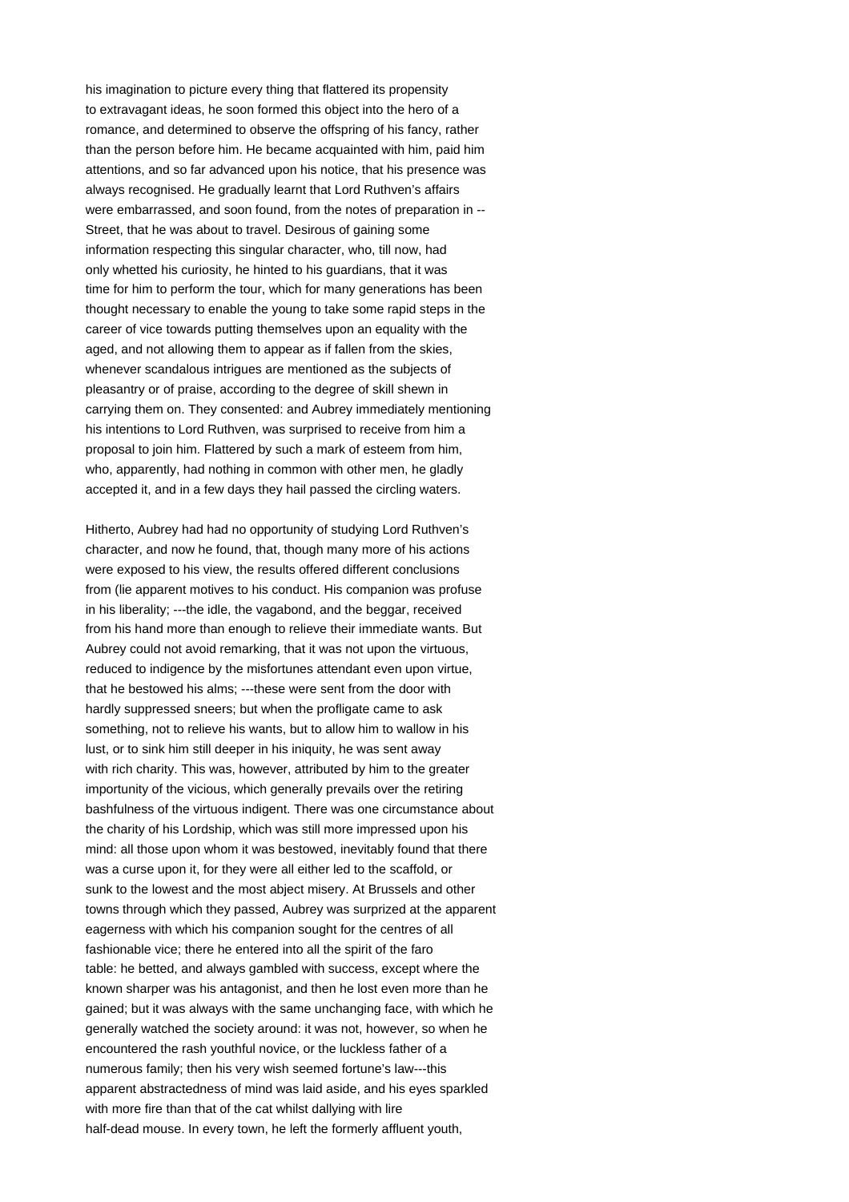his imagination to picture every thing that flattered its propensity to extravagant ideas, he soon formed this object into the hero of a romance, and determined to observe the offspring of his fancy, rather than the person before him. He became acquainted with him, paid him attentions, and so far advanced upon his notice, that his presence was always recognised. He gradually learnt that Lord Ruthven's affairs were embarrassed, and soon found, from the notes of preparation in -- Street, that he was about to travel. Desirous of gaining some information respecting this singular character, who, till now, had only whetted his curiosity, he hinted to his guardians, that it was time for him to perform the tour, which for many generations has been thought necessary to enable the young to take some rapid steps in the career of vice towards putting themselves upon an equality with the aged, and not allowing them to appear as if fallen from the skies, whenever scandalous intrigues are mentioned as the subjects of pleasantry or of praise, according to the degree of skill shewn in carrying them on. They consented: and Aubrey immediately mentioning his intentions to Lord Ruthven, was surprised to receive from him a proposal to join him. Flattered by such a mark of esteem from him, who, apparently, had nothing in common with other men, he gladly accepted it, and in a few days they hail passed the circling waters.

Hitherto, Aubrey had had no opportunity of studying Lord Ruthven's character, and now he found, that, though many more of his actions were exposed to his view, the results offered different conclusions from (lie apparent motives to his conduct. His companion was profuse in his liberality; ---the idle, the vagabond, and the beggar, received from his hand more than enough to relieve their immediate wants. But Aubrey could not avoid remarking, that it was not upon the virtuous, reduced to indigence by the misfortunes attendant even upon virtue, that he bestowed his alms; ---these were sent from the door with hardly suppressed sneers; but when the profligate came to ask something, not to relieve his wants, but to allow him to wallow in his lust, or to sink him still deeper in his iniquity, he was sent away with rich charity. This was, however, attributed by him to the greater importunity of the vicious, which generally prevails over the retiring bashfulness of the virtuous indigent. There was one circumstance about the charity of his Lordship, which was still more impressed upon his mind: all those upon whom it was bestowed, inevitably found that there was a curse upon it, for they were all either led to the scaffold, or sunk to the lowest and the most abject misery. At Brussels and other towns through which they passed, Aubrey was surprized at the apparent eagerness with which his companion sought for the centres of all fashionable vice; there he entered into all the spirit of the faro table: he betted, and always gambled with success, except where the known sharper was his antagonist, and then he lost even more than he gained; but it was always with the same unchanging face, with which he generally watched the society around: it was not, however, so when he encountered the rash youthful novice, or the luckless father of a numerous family; then his very wish seemed fortune's law---this apparent abstractedness of mind was laid aside, and his eyes sparkled with more fire than that of the cat whilst dallying with lire half-dead mouse. In every town, he left the formerly affluent youth,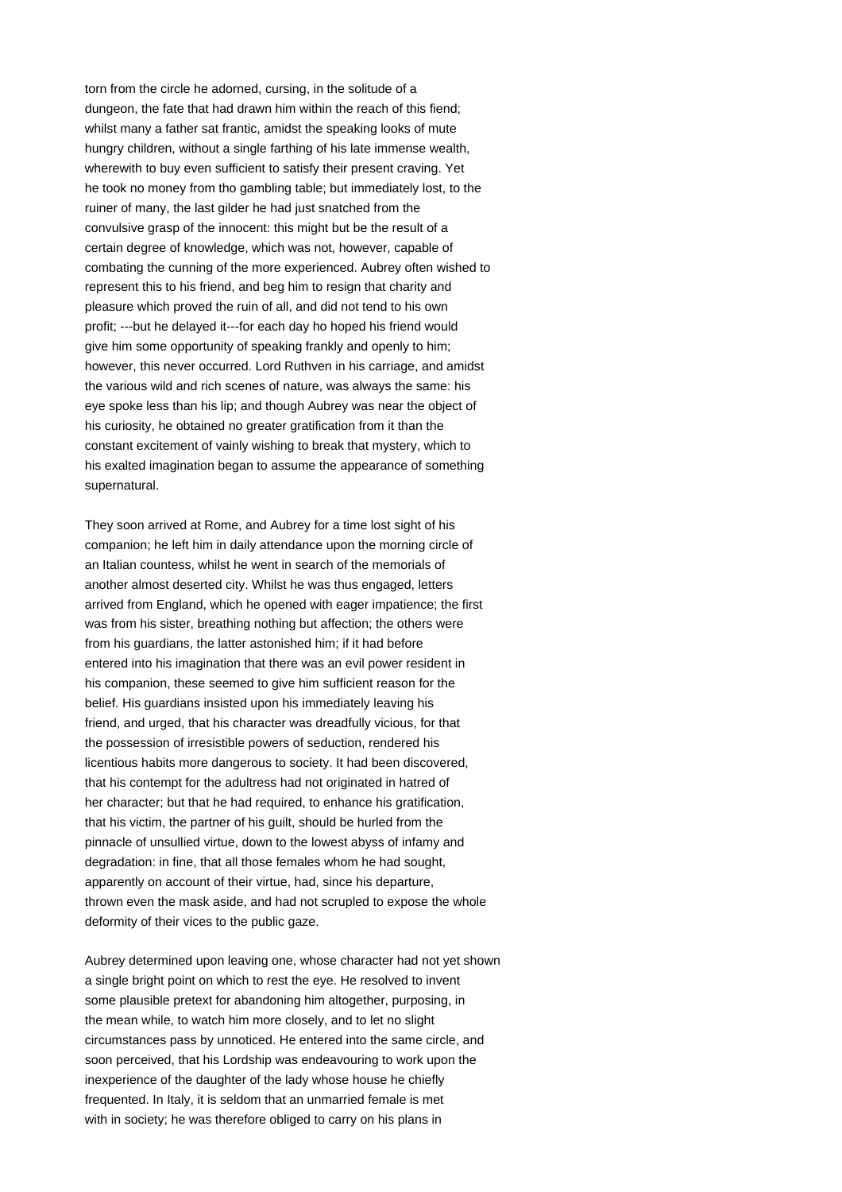torn from the circle he adorned, cursing, in the solitude of a dungeon, the fate that had drawn him within the reach of this fiend; whilst many a father sat frantic, amidst the speaking looks of mute hungry children, without a single farthing of his late immense wealth, wherewith to buy even sufficient to satisfy their present craving. Yet he took no money from tho gambling table; but immediately lost, to the ruiner of many, the last gilder he had just snatched from the convulsive grasp of the innocent: this might but be the result of a certain degree of knowledge, which was not, however, capable of combating the cunning of the more experienced. Aubrey often wished to represent this to his friend, and beg him to resign that charity and pleasure which proved the ruin of all, and did not tend to his own profit; ---but he delayed it---for each day ho hoped his friend would give him some opportunity of speaking frankly and openly to him; however, this never occurred. Lord Ruthven in his carriage, and amidst the various wild and rich scenes of nature, was always the same: his eye spoke less than his lip; and though Aubrey was near the object of his curiosity, he obtained no greater gratification from it than the constant excitement of vainly wishing to break that mystery, which to his exalted imagination began to assume the appearance of something supernatural.

They soon arrived at Rome, and Aubrey for a time lost sight of his companion; he left him in daily attendance upon the morning circle of an Italian countess, whilst he went in search of the memorials of another almost deserted city. Whilst he was thus engaged, letters arrived from England, which he opened with eager impatience; the first was from his sister, breathing nothing but affection; the others were from his guardians, the latter astonished him; if it had before entered into his imagination that there was an evil power resident in his companion, these seemed to give him sufficient reason for the belief. His guardians insisted upon his immediately leaving his friend, and urged, that his character was dreadfully vicious, for that the possession of irresistible powers of seduction, rendered his licentious habits more dangerous to society. It had been discovered, that his contempt for the adultress had not originated in hatred of her character; but that he had required, to enhance his gratification, that his victim, the partner of his guilt, should be hurled from the pinnacle of unsullied virtue, down to the lowest abyss of infamy and degradation: in fine, that all those females whom he had sought, apparently on account of their virtue, had, since his departure, thrown even the mask aside, and had not scrupled to expose the whole deformity of their vices to the public gaze.

Aubrey determined upon leaving one, whose character had not yet shown a single bright point on which to rest the eye. He resolved to invent some plausible pretext for abandoning him altogether, purposing, in the mean while, to watch him more closely, and to let no slight circumstances pass by unnoticed. He entered into the same circle, and soon perceived, that his Lordship was endeavouring to work upon the inexperience of the daughter of the lady whose house he chiefly frequented. In Italy, it is seldom that an unmarried female is met with in society; he was therefore obliged to carry on his plans in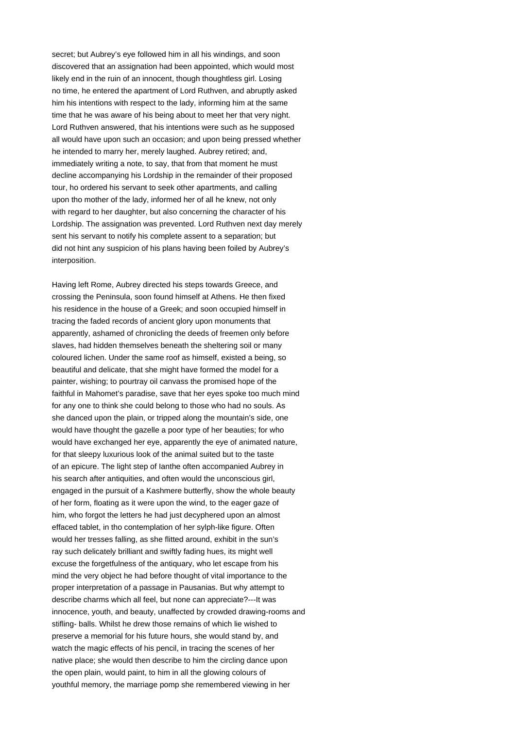secret; but Aubrey's eye followed him in all his windings, and soon discovered that an assignation had been appointed, which would most likely end in the ruin of an innocent, though thoughtless girl. Losing no time, he entered the apartment of Lord Ruthven, and abruptly asked him his intentions with respect to the lady, informing him at the same time that he was aware of his being about to meet her that very night. Lord Ruthven answered, that his intentions were such as he supposed all would have upon such an occasion; and upon being pressed whether he intended to marry her, merely laughed. Aubrey retired; and, immediately writing a note, to say, that from that moment he must decline accompanying his Lordship in the remainder of their proposed tour, ho ordered his servant to seek other apartments, and calling upon tho mother of the lady, informed her of all he knew, not only with regard to her daughter, but also concerning the character of his Lordship. The assignation was prevented. Lord Ruthven next day merely sent his servant to notify his complete assent to a separation; but did not hint any suspicion of his plans having been foiled by Aubrey's interposition.

Having left Rome, Aubrey directed his steps towards Greece, and crossing the Peninsula, soon found himself at Athens. He then fixed his residence in the house of a Greek; and soon occupied himself in tracing the faded records of ancient glory upon monuments that apparently, ashamed of chronicling the deeds of freemen only before slaves, had hidden themselves beneath the sheltering soil or many coloured lichen. Under the same roof as himself, existed a being, so beautiful and delicate, that she might have formed the model for a painter, wishing; to pourtray oil canvass the promised hope of the faithful in Mahomet's paradise, save that her eyes spoke too much mind for any one to think she could belong to those who had no souls. As she danced upon the plain, or tripped along the mountain's side, one would have thought the gazelle a poor type of her beauties; for who would have exchanged her eye, apparently the eye of animated nature, for that sleepy luxurious look of the animal suited but to the taste of an epicure. The light step of Ianthe often accompanied Aubrey in his search after antiquities, and often would the unconscious girl, engaged in the pursuit of a Kashmere butterfly, show the whole beauty of her form, floating as it were upon the wind, to the eager gaze of him, who forgot the letters he had just decyphered upon an almost effaced tablet, in tho contemplation of her sylph-like figure. Often would her tresses falling, as she flitted around, exhibit in the sun's ray such delicately brilliant and swiftly fading hues, its might well excuse the forgetfulness of the antiquary, who let escape from his mind the very object he had before thought of vital importance to the proper interpretation of a passage in Pausanias. But why attempt to describe charms which all feel, but none can appreciate?---It was innocence, youth, and beauty, unaffected by crowded drawing-rooms and stifling- balls. Whilst he drew those remains of which lie wished to preserve a memorial for his future hours, she would stand by, and watch the magic effects of his pencil, in tracing the scenes of her native place; she would then describe to him the circling dance upon the open plain, would paint, to him in all the glowing colours of youthful memory, the marriage pomp she remembered viewing in her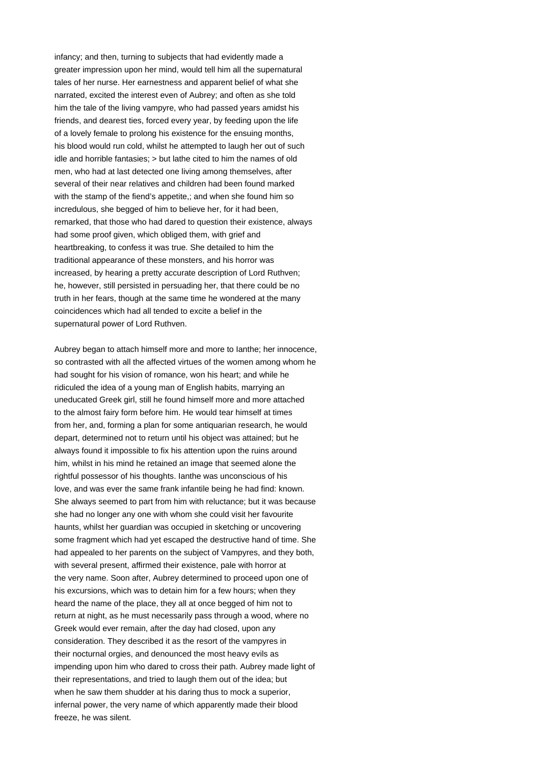infancy; and then, turning to subjects that had evidently made a greater impression upon her mind, would tell him all the supernatural tales of her nurse. Her earnestness and apparent belief of what she narrated, excited the interest even of Aubrey; and often as she told him the tale of the living vampyre, who had passed years amidst his friends, and dearest ties, forced every year, by feeding upon the life of a lovely female to prolong his existence for the ensuing months, his blood would run cold, whilst he attempted to laugh her out of such idle and horrible fantasies; > but lathe cited to him the names of old men, who had at last detected one living among themselves, after several of their near relatives and children had been found marked with the stamp of the fiend's appetite,; and when she found him so incredulous, she begged of him to believe her, for it had been, remarked, that those who had dared to question their existence, always had some proof given, which obliged them, with grief and heartbreaking, to confess it was true. She detailed to him the traditional appearance of these monsters, and his horror was increased, by hearing a pretty accurate description of Lord Ruthven; he, however, still persisted in persuading her, that there could be no truth in her fears, though at the same time he wondered at the many coincidences which had all tended to excite a belief in the supernatural power of Lord Ruthven.

Aubrey began to attach himself more and more to Ianthe; her innocence, so contrasted with all the affected virtues of the women among whom he had sought for his vision of romance, won his heart; and while he ridiculed the idea of a young man of English habits, marrying an uneducated Greek girl, still he found himself more and more attached to the almost fairy form before him. He would tear himself at times from her, and, forming a plan for some antiquarian research, he would depart, determined not to return until his object was attained; but he always found it impossible to fix his attention upon the ruins around him, whilst in his mind he retained an image that seemed alone the rightful possessor of his thoughts. Ianthe was unconscious of his love, and was ever the same frank infantile being he had find: known. She always seemed to part from him with reluctance; but it was because she had no longer any one with whom she could visit her favourite haunts, whilst her guardian was occupied in sketching or uncovering some fragment which had yet escaped the destructive hand of time. She had appealed to her parents on the subject of Vampyres, and they both, with several present, affirmed their existence, pale with horror at the very name. Soon after, Aubrey determined to proceed upon one of his excursions, which was to detain him for a few hours; when they heard the name of the place, they all at once begged of him not to return at night, as he must necessarily pass through a wood, where no Greek would ever remain, after the day had closed, upon any consideration. They described it as the resort of the vampyres in their nocturnal orgies, and denounced the most heavy evils as impending upon him who dared to cross their path. Aubrey made light of their representations, and tried to laugh them out of the idea; but when he saw them shudder at his daring thus to mock a superior, infernal power, the very name of which apparently made their blood freeze, he was silent.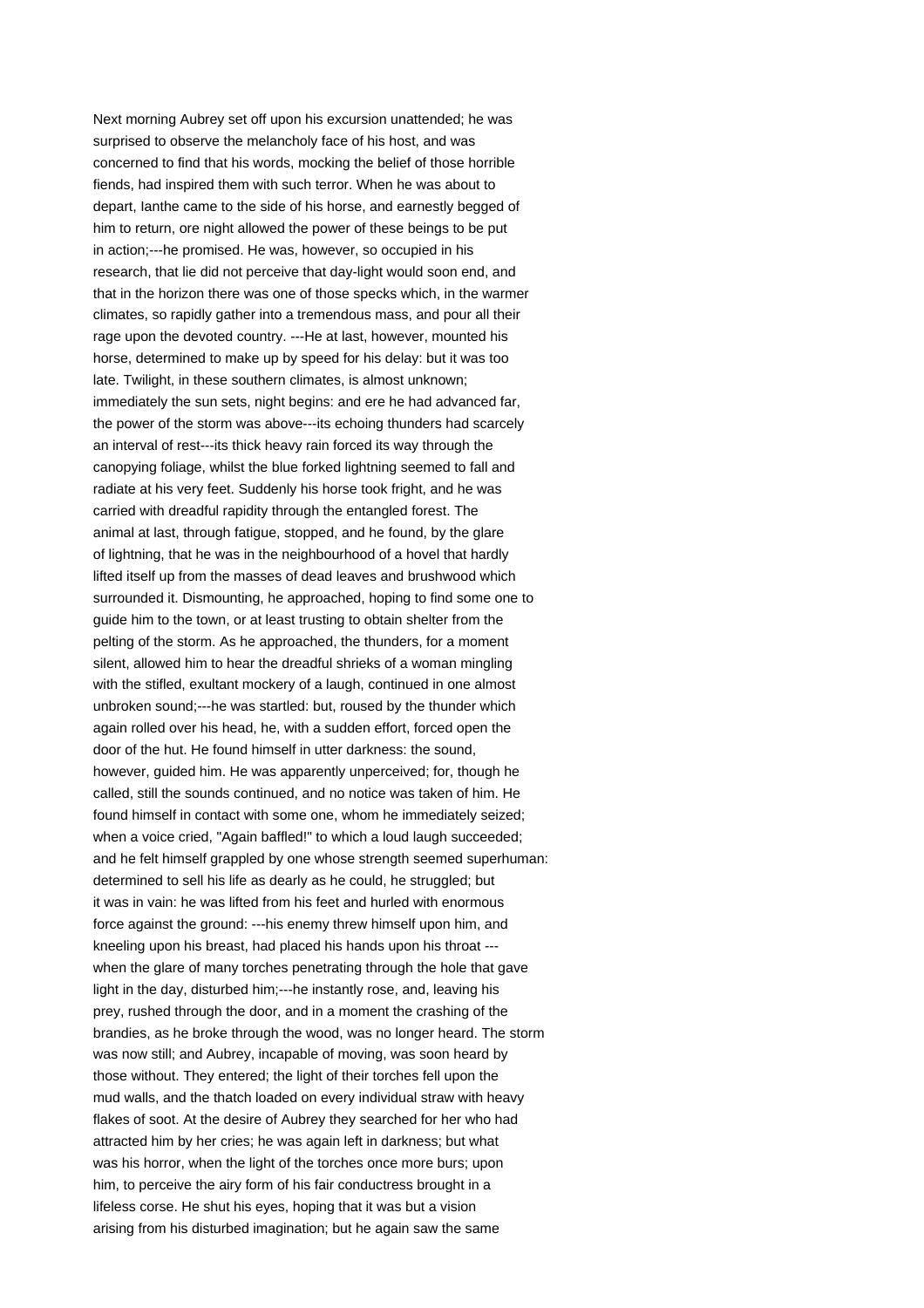Next morning Aubrey set off upon his excursion unattended; he was surprised to observe the melancholy face of his host, and was concerned to find that his words, mocking the belief of those horrible fiends, had inspired them with such terror. When he was about to depart, Ianthe came to the side of his horse, and earnestly begged of him to return, ere night allowed the power of these beings to be put in action;---he promised. He was, however, so occupied in his research, that lie did not perceive that day-light would soon end, and that in the horizon there was one of those specks which, in the warmer climates, so rapidly gather into a tremendous mass, and pour all their rage upon the devoted country. ---He at last, however, mounted his horse, determined to make up by speed for his delay: but it was too late. Twilight, in these southern climates, is almost unknown; immediately the sun sets, night begins: and ere he had advanced far, the power of the storm was above---its echoing thunders had scarcely an interval of rest---its thick heavy rain forced its way through the canopying foliage, whilst the blue forked lightning seemed to fall and radiate at his very feet. Suddenly his horse took fright, and he was carried with dreadful rapidity through the entangled forest. The animal at last, through fatigue, stopped, and he found, by the glare of lightning, that he was in the neighbourhood of a hovel that hardly lifted itself up from the masses of dead leaves and brushwood which surrounded it. Dismounting, he approached, hoping to find some one to guide him to the town, or at least trusting to obtain shelter from the pelting of the storm. As he approached, the thunders, for a moment silent, allowed him to hear the dreadful shrieks of a woman mingling with the stifled, exultant mockery of a laugh, continued in one almost unbroken sound;---he was startled: but, roused by the thunder which again rolled over his head, he, with a sudden effort, forced open the door of the hut. He found himself in utter darkness: the sound, however, guided him. He was apparently unperceived; for, though he called, still the sounds continued, and no notice was taken of him. He found himself in contact with some one, whom he immediately seized; when a voice cried, "Again baffled!" to which a loud laugh succeeded; and he felt himself grappled by one whose strength seemed superhuman: determined to sell his life as dearly as he could, he struggled; but it was in vain: he was lifted from his feet and hurled with enormous force against the ground: ---his enemy threw himself upon him, and kneeling upon his breast, had placed his hands upon his throat ---when the glare of many torches penetrating through the hole that gave light in the day, disturbed him;---he instantly rose, and, leaving his prey, rushed through the door, and in a moment the crashing of the brandies, as he broke through the wood, was no longer heard. The storm was now still; and Aubrey, incapable of moving, was soon heard by those without. They entered; the light of their torches fell upon the mud walls, and the thatch loaded on every individual straw with heavy flakes of soot. At the desire of Aubrey they searched for her who had attracted him by her cries; he was again left in darkness; but what was his horror, when the light of the torches once more burs; upon him, to perceive the airy form of his fair conductress brought in a lifeless corse. He shut his eyes, hoping that it was but a vision arising from his disturbed imagination; but he again saw the same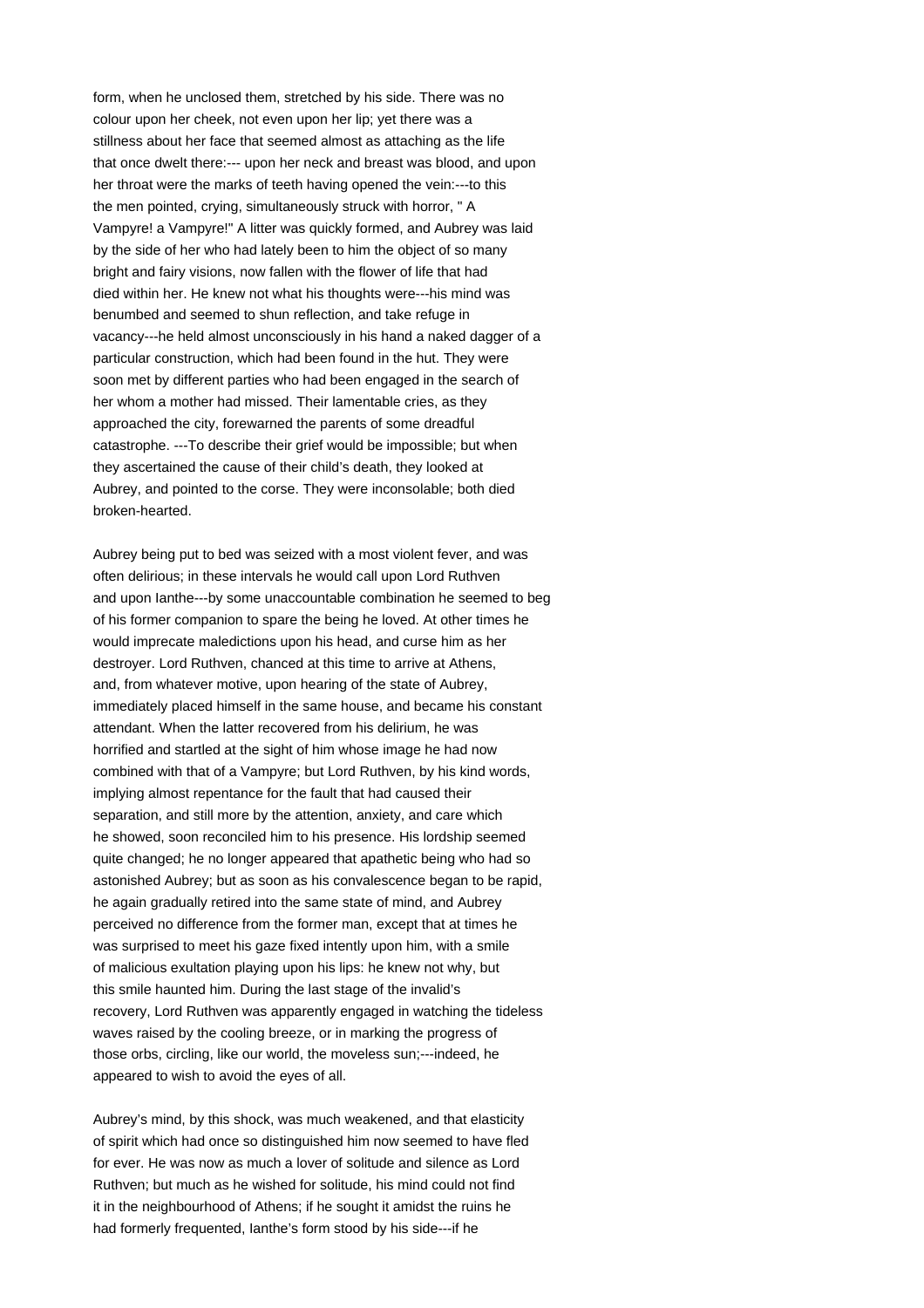form, when he unclosed them, stretched by his side. There was no colour upon her cheek, not even upon her lip; yet there was a stillness about her face that seemed almost as attaching as the life that once dwelt there:--- upon her neck and breast was blood, and upon her throat were the marks of teeth having opened the vein:---to this the men pointed, crying, simultaneously struck with horror, " A Vampyre! a Vampyre!" A litter was quickly formed, and Aubrey was laid by the side of her who had lately been to him the object of so many bright and fairy visions, now fallen with the flower of life that had died within her. He knew not what his thoughts were---his mind was benumbed and seemed to shun reflection, and take refuge in vacancy---he held almost unconsciously in his hand a naked dagger of a particular construction, which had been found in the hut. They were soon met by different parties who had been engaged in the search of her whom a mother had missed. Their lamentable cries, as they approached the city, forewarned the parents of some dreadful catastrophe. ---To describe their grief would be impossible; but when they ascertained the cause of their child's death, they looked at Aubrey, and pointed to the corse. They were inconsolable; both died broken-hearted.

Aubrey being put to bed was seized with a most violent fever, and was often delirious; in these intervals he would call upon Lord Ruthven and upon Ianthe---by some unaccountable combination he seemed to beg of his former companion to spare the being he loved. At other times he would imprecate maledictions upon his head, and curse him as her destroyer. Lord Ruthven, chanced at this time to arrive at Athens, and, from whatever motive, upon hearing of the state of Aubrey, immediately placed himself in the same house, and became his constant attendant. When the latter recovered from his delirium, he was horrified and startled at the sight of him whose image he had now combined with that of a Vampyre; but Lord Ruthven, by his kind words, implying almost repentance for the fault that had caused their separation, and still more by the attention, anxiety, and care which he showed, soon reconciled him to his presence. His lordship seemed quite changed; he no longer appeared that apathetic being who had so astonished Aubrey; but as soon as his convalescence began to be rapid, he again gradually retired into the same state of mind, and Aubrey perceived no difference from the former man, except that at times he was surprised to meet his gaze fixed intently upon him, with a smile of malicious exultation playing upon his lips: he knew not why, but this smile haunted him. During the last stage of the invalid's recovery, Lord Ruthven was apparently engaged in watching the tideless waves raised by the cooling breeze, or in marking the progress of those orbs, circling, like our world, the moveless sun;---indeed, he appeared to wish to avoid the eyes of all.

Aubrey's mind, by this shock, was much weakened, and that elasticity of spirit which had once so distinguished him now seemed to have fled for ever. He was now as much a lover of solitude and silence as Lord Ruthven; but much as he wished for solitude, his mind could not find it in the neighbourhood of Athens; if he sought it amidst the ruins he had formerly frequented, Ianthe's form stood by his side---if he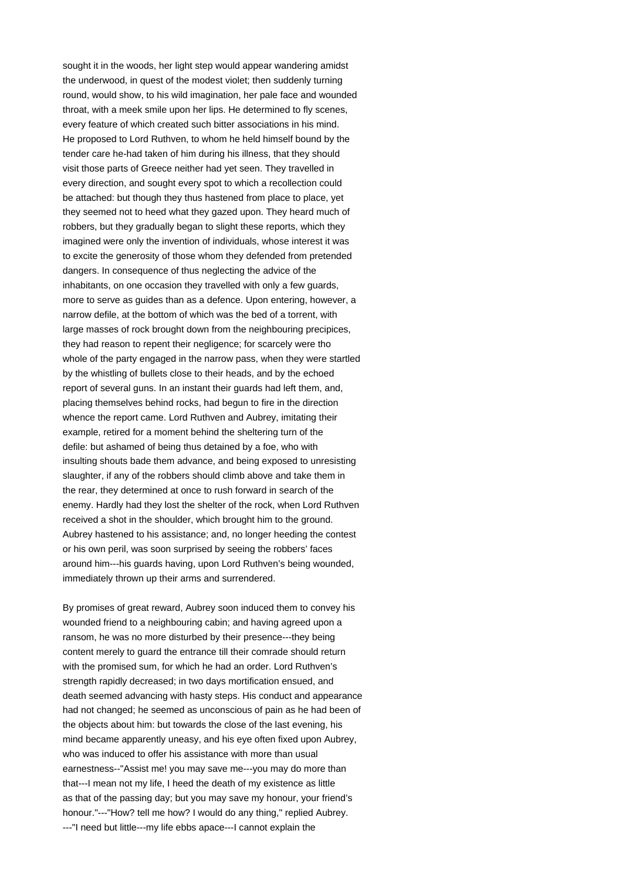sought it in the woods, her light step would appear wandering amidst the underwood, in quest of the modest violet; then suddenly turning round, would show, to his wild imagination, her pale face and wounded throat, with a meek smile upon her lips. He determined to fly scenes, every feature of which created such bitter associations in his mind. He proposed to Lord Ruthven, to whom he held himself bound by the tender care he-had taken of him during his illness, that they should visit those parts of Greece neither had yet seen. They travelled in every direction, and sought every spot to which a recollection could be attached: but though they thus hastened from place to place, yet they seemed not to heed what they gazed upon. They heard much of robbers, but they gradually began to slight these reports, which they imagined were only the invention of individuals, whose interest it was to excite the generosity of those whom they defended from pretended dangers. In consequence of thus neglecting the advice of the inhabitants, on one occasion they travelled with only a few guards, more to serve as guides than as a defence. Upon entering, however, a narrow defile, at the bottom of which was the bed of a torrent, with large masses of rock brought down from the neighbouring precipices, they had reason to repent their negligence; for scarcely were tho whole of the party engaged in the narrow pass, when they were startled by the whistling of bullets close to their heads, and by the echoed report of several guns. In an instant their guards had left them, and, placing themselves behind rocks, had begun to fire in the direction whence the report came. Lord Ruthven and Aubrey, imitating their example, retired for a moment behind the sheltering turn of the defile: but ashamed of being thus detained by a foe, who with insulting shouts bade them advance, and being exposed to unresisting slaughter, if any of the robbers should climb above and take them in the rear, they determined at once to rush forward in search of the enemy. Hardly had they lost the shelter of the rock, when Lord Ruthven received a shot in the shoulder, which brought him to the ground. Aubrey hastened to his assistance; and, no longer heeding the contest or his own peril, was soon surprised by seeing the robbers' faces around him---his guards having, upon Lord Ruthven's being wounded, immediately thrown up their arms and surrendered.

By promises of great reward, Aubrey soon induced them to convey his wounded friend to a neighbouring cabin; and having agreed upon a ransom, he was no more disturbed by their presence---they being content merely to guard the entrance till their comrade should return with the promised sum, for which he had an order. Lord Ruthven's strength rapidly decreased; in two days mortification ensued, and death seemed advancing with hasty steps. His conduct and appearance had not changed; he seemed as unconscious of pain as he had been of the objects about him: but towards the close of the last evening, his mind became apparently uneasy, and his eye often fixed upon Aubrey, who was induced to offer his assistance with more than usual earnestness--"Assist me! you may save me---you may do more than that---I mean not my life, I heed the death of my existence as little as that of the passing day; but you may save my honour, your friend's honour."---"How? tell me how? I would do any thing," replied Aubrey. ---"I need but little---my life ebbs apace---I cannot explain the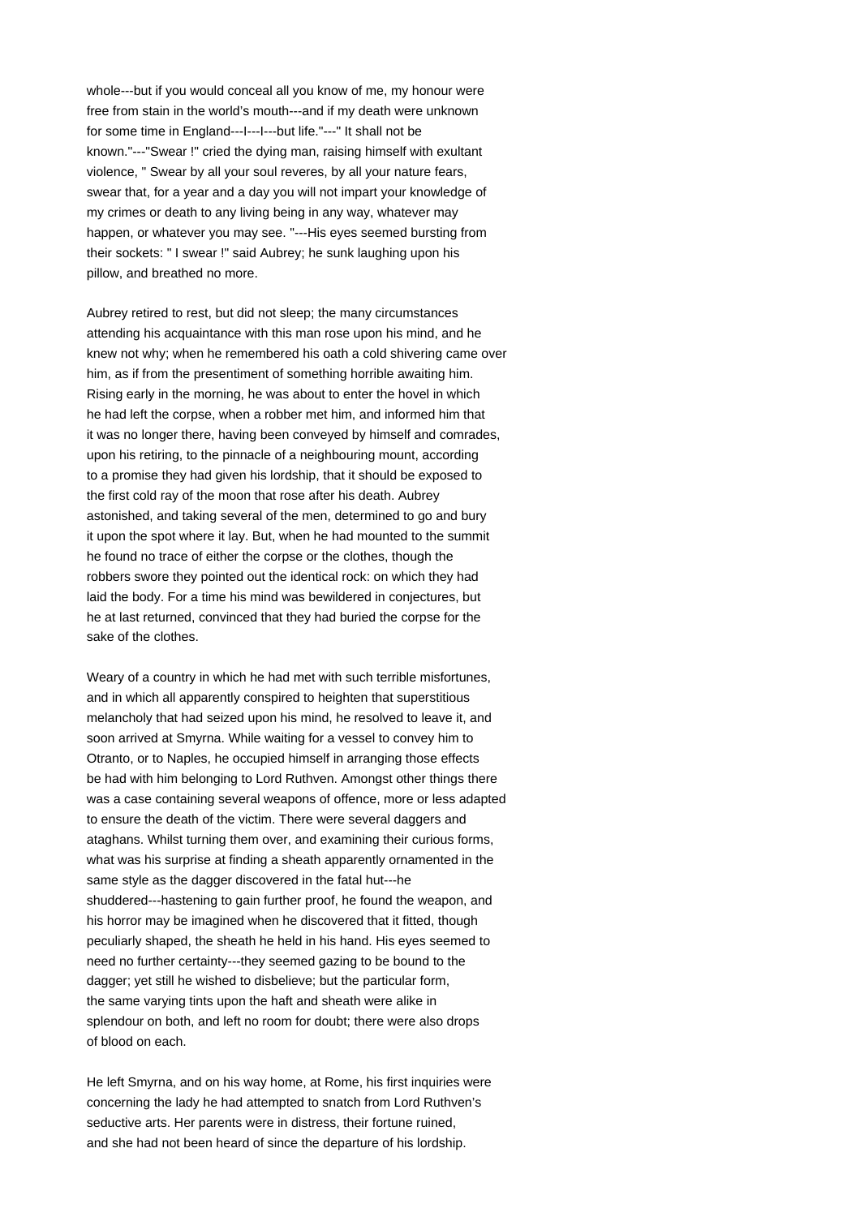whole---but if you would conceal all you know of me, my honour were free from stain in the world's mouth---and if my death were unknown for some time in England---I---I---but life."---" It shall not be known."---"Swear !" cried the dying man, raising himself with exultant violence, " Swear by all your soul reveres, by all your nature fears, swear that, for a year and a day you will not impart your knowledge of my crimes or death to any living being in any way, whatever may happen, or whatever you may see. "---His eyes seemed bursting from their sockets: " I swear !" said Aubrey; he sunk laughing upon his pillow, and breathed no more.

Aubrey retired to rest, but did not sleep; the many circumstances attending his acquaintance with this man rose upon his mind, and he knew not why; when he remembered his oath a cold shivering came over him, as if from the presentiment of something horrible awaiting him. Rising early in the morning, he was about to enter the hovel in which he had left the corpse, when a robber met him, and informed him that it was no longer there, having been conveyed by himself and comrades, upon his retiring, to the pinnacle of a neighbouring mount, according to a promise they had given his lordship, that it should be exposed to the first cold ray of the moon that rose after his death. Aubrey astonished, and taking several of the men, determined to go and bury it upon the spot where it lay. But, when he had mounted to the summit he found no trace of either the corpse or the clothes, though the robbers swore they pointed out the identical rock: on which they had laid the body. For a time his mind was bewildered in conjectures, but he at last returned, convinced that they had buried the corpse for the sake of the clothes.

Weary of a country in which he had met with such terrible misfortunes, and in which all apparently conspired to heighten that superstitious melancholy that had seized upon his mind, he resolved to leave it, and soon arrived at Smyrna. While waiting for a vessel to convey him to Otranto, or to Naples, he occupied himself in arranging those effects be had with him belonging to Lord Ruthven. Amongst other things there was a case containing several weapons of offence, more or less adapted to ensure the death of the victim. There were several daggers and ataghans. Whilst turning them over, and examining their curious forms, what was his surprise at finding a sheath apparently ornamented in the same style as the dagger discovered in the fatal hut---he shuddered---hastening to gain further proof, he found the weapon, and his horror may be imagined when he discovered that it fitted, though peculiarly shaped, the sheath he held in his hand. His eyes seemed to need no further certainty---they seemed gazing to be bound to the dagger; yet still he wished to disbelieve; but the particular form, the same varying tints upon the haft and sheath were alike in splendour on both, and left no room for doubt; there were also drops of blood on each.

He left Smyrna, and on his way home, at Rome, his first inquiries were concerning the lady he had attempted to snatch from Lord Ruthven's seductive arts. Her parents were in distress, their fortune ruined, and she had not been heard of since the departure of his lordship.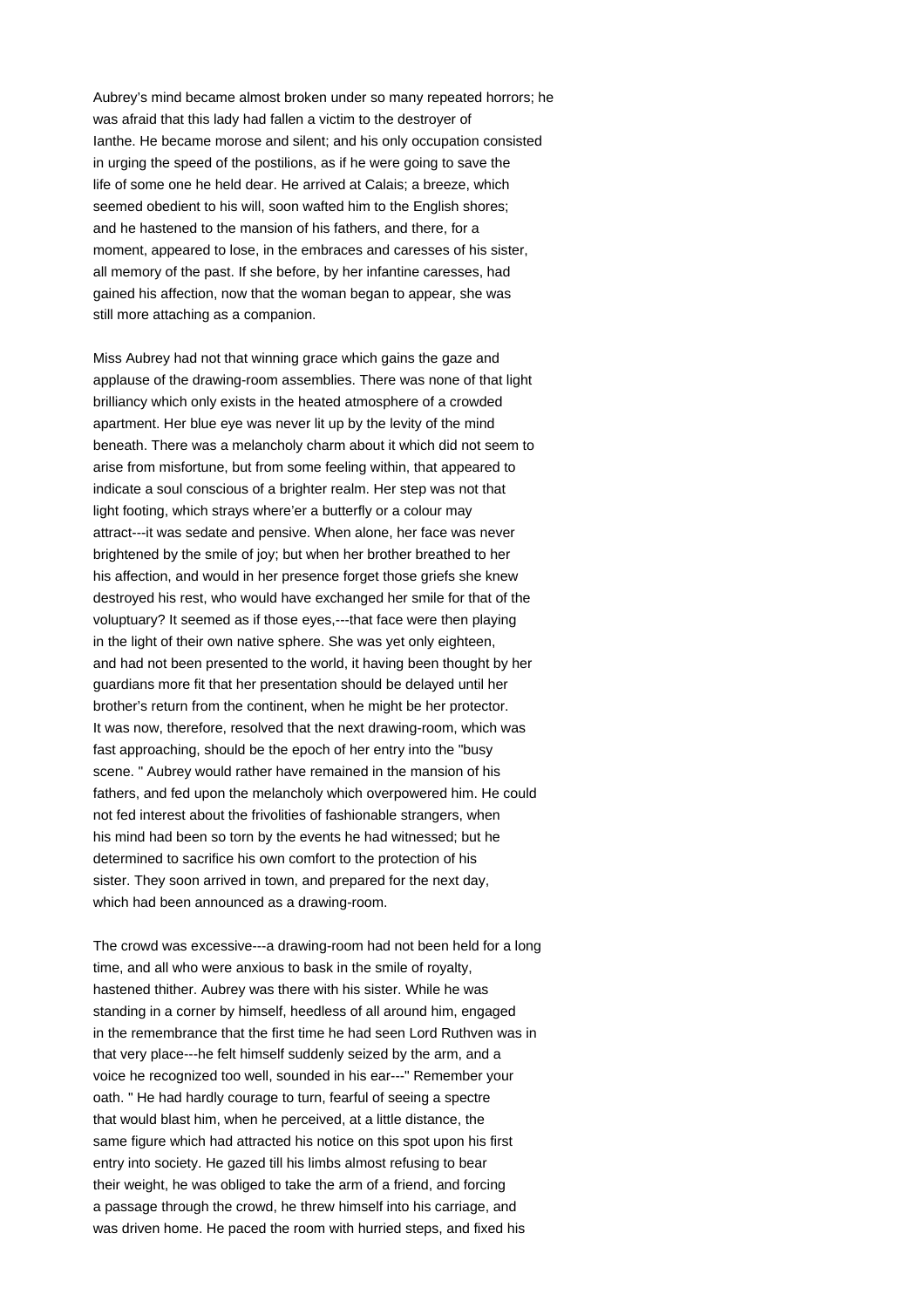Aubrey's mind became almost broken under so many repeated horrors; he was afraid that this lady had fallen a victim to the destroyer of Ianthe. He became morose and silent; and his only occupation consisted in urging the speed of the postilions, as if he were going to save the life of some one he held dear. He arrived at Calais; a breeze, which seemed obedient to his will, soon wafted him to the English shores; and he hastened to the mansion of his fathers, and there, for a moment, appeared to lose, in the embraces and caresses of his sister, all memory of the past. If she before, by her infantine caresses, had gained his affection, now that the woman began to appear, she was still more attaching as a companion.

Miss Aubrey had not that winning grace which gains the gaze and applause of the drawing-room assemblies. There was none of that light brilliancy which only exists in the heated atmosphere of a crowded apartment. Her blue eye was never lit up by the levity of the mind beneath. There was a melancholy charm about it which did not seem to arise from misfortune, but from some feeling within, that appeared to indicate a soul conscious of a brighter realm. Her step was not that light footing, which strays where'er a butterfly or a colour may attract---it was sedate and pensive. When alone, her face was never brightened by the smile of joy; but when her brother breathed to her his affection, and would in her presence forget those griefs she knew destroyed his rest, who would have exchanged her smile for that of the voluptuary? It seemed as if those eyes,---that face were then playing in the light of their own native sphere. She was yet only eighteen, and had not been presented to the world, it having been thought by her guardians more fit that her presentation should be delayed until her brother's return from the continent, when he might be her protector. It was now, therefore, resolved that the next drawing-room, which was fast approaching, should be the epoch of her entry into the "busy scene. " Aubrey would rather have remained in the mansion of his fathers, and fed upon the melancholy which overpowered him. He could not fed interest about the frivolities of fashionable strangers, when his mind had been so torn by the events he had witnessed; but he determined to sacrifice his own comfort to the protection of his sister. They soon arrived in town, and prepared for the next day, which had been announced as a drawing-room.

The crowd was excessive---a drawing-room had not been held for a long time, and all who were anxious to bask in the smile of royalty, hastened thither. Aubrey was there with his sister. While he was standing in a corner by himself, heedless of all around him, engaged in the remembrance that the first time he had seen Lord Ruthven was in that very place---he felt himself suddenly seized by the arm, and a voice he recognized too well, sounded in his ear---" Remember your oath. " He had hardly courage to turn, fearful of seeing a spectre that would blast him, when he perceived, at a little distance, the same figure which had attracted his notice on this spot upon his first entry into society. He gazed till his limbs almost refusing to bear their weight, he was obliged to take the arm of a friend, and forcing a passage through the crowd, he threw himself into his carriage, and was driven home. He paced the room with hurried steps, and fixed his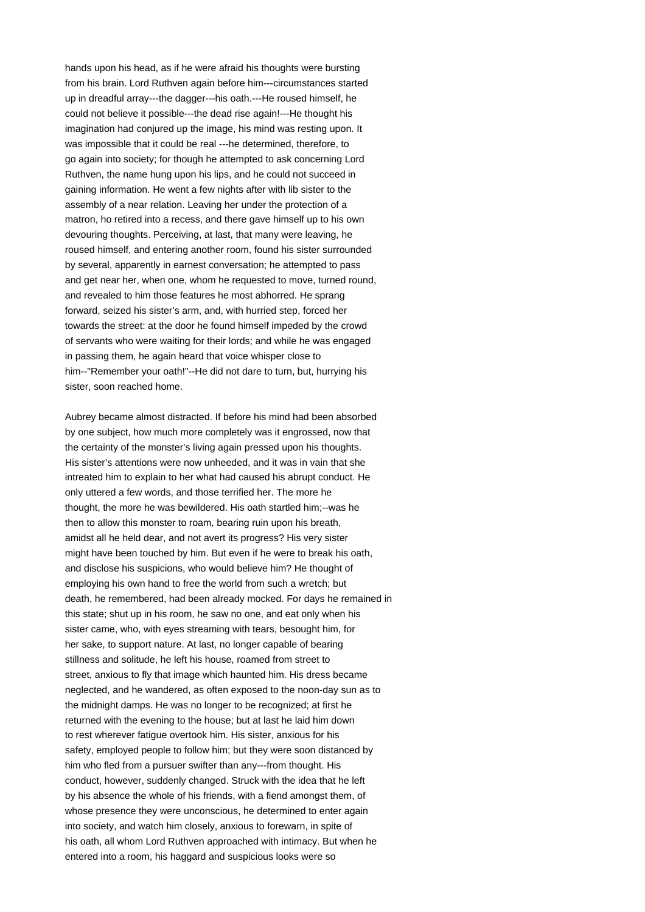hands upon his head, as if he were afraid his thoughts were bursting from his brain. Lord Ruthven again before him---circumstances started up in dreadful array---the dagger---his oath.---He roused himself, he could not believe it possible---the dead rise again!---He thought his imagination had conjured up the image, his mind was resting upon. It was impossible that it could be real ---he determined, therefore, to go again into society; for though he attempted to ask concerning Lord Ruthven, the name hung upon his lips, and he could not succeed in gaining information. He went a few nights after with lib sister to the assembly of a near relation. Leaving her under the protection of a matron, ho retired into a recess, and there gave himself up to his own devouring thoughts. Perceiving, at last, that many were leaving, he roused himself, and entering another room, found his sister surrounded by several, apparently in earnest conversation; he attempted to pass and get near her, when one, whom he requested to move, turned round, and revealed to him those features he most abhorred. He sprang forward, seized his sister's arm, and, with hurried step, forced her towards the street: at the door he found himself impeded by the crowd of servants who were waiting for their lords; and while he was engaged in passing them, he again heard that voice whisper close to him--"Remember your oath!"--He did not dare to turn, but, hurrying his sister, soon reached home.

Aubrey became almost distracted. If before his mind had been absorbed by one subject, how much more completely was it engrossed, now that the certainty of the monster's living again pressed upon his thoughts. His sister's attentions were now unheeded, and it was in vain that she intreated him to explain to her what had caused his abrupt conduct. He only uttered a few words, and those terrified her. The more he thought, the more he was bewildered. His oath startled him;--was he then to allow this monster to roam, bearing ruin upon his breath, amidst all he held dear, and not avert its progress? His very sister might have been touched by him. But even if he were to break his oath, and disclose his suspicions, who would believe him? He thought of employing his own hand to free the world from such a wretch; but death, he remembered, had been already mocked. For days he remained in this state; shut up in his room, he saw no one, and eat only when his sister came, who, with eyes streaming with tears, besought him, for her sake, to support nature. At last, no longer capable of bearing stillness and solitude, he left his house, roamed from street to street, anxious to fly that image which haunted him. His dress became neglected, and he wandered, as often exposed to the noon-day sun as to the midnight damps. He was no longer to be recognized; at first he returned with the evening to the house; but at last he laid him down to rest wherever fatigue overtook him. His sister, anxious for his safety, employed people to follow him; but they were soon distanced by him who fled from a pursuer swifter than any---from thought. His conduct, however, suddenly changed. Struck with the idea that he left by his absence the whole of his friends, with a fiend amongst them, of whose presence they were unconscious, he determined to enter again into society, and watch him closely, anxious to forewarn, in spite of his oath, all whom Lord Ruthven approached with intimacy. But when he entered into a room, his haggard and suspicious looks were so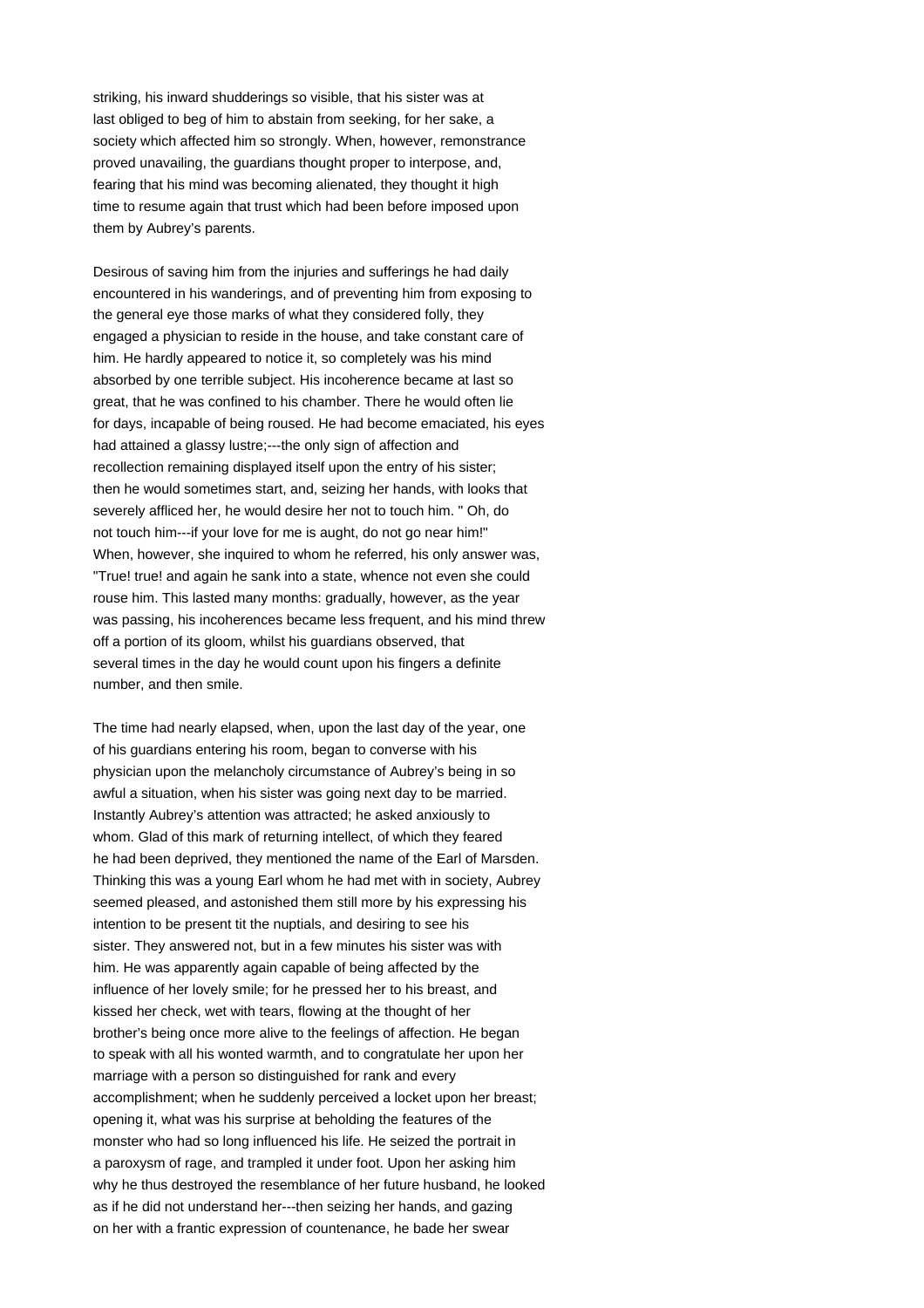striking, his inward shudderings so visible, that his sister was at last obliged to beg of him to abstain from seeking, for her sake, a society which affected him so strongly. When, however, remonstrance proved unavailing, the guardians thought proper to interpose, and, fearing that his mind was becoming alienated, they thought it high time to resume again that trust which had been before imposed upon them by Aubrey's parents.

Desirous of saving him from the injuries and sufferings he had daily encountered in his wanderings, and of preventing him from exposing to the general eye those marks of what they considered folly, they engaged a physician to reside in the house, and take constant care of him. He hardly appeared to notice it, so completely was his mind absorbed by one terrible subject. His incoherence became at last so great, that he was confined to his chamber. There he would often lie for days, incapable of being roused. He had become emaciated, his eyes had attained a glassy lustre;---the only sign of affection and recollection remaining displayed itself upon the entry of his sister; then he would sometimes start, and, seizing her hands, with looks that severely afflicted her, he would desire her not to touch him. " Oh, do not touch him---if your love for me is aught, do not go near him!" When, however, she inquired to whom he referred, his only answer was, "True! true! and again he sank into a state, whence not even she could rouse him. This lasted many months: gradually, however, as the year was passing, his incoherences became less frequent, and his mind threw off a portion of its gloom, whilst his guardians observed, that several times in the day he would count upon his fingers a definite number, and then smile.

The time had nearly elapsed, when, upon the last day of the year, one of his guardians entering his room, began to converse with his physician upon the melancholy circumstance of Aubrey's being in so awful a situation, when his sister was going next day to be married. Instantly Aubrey's attention was attracted; he asked anxiously to whom. Glad of this mark of returning intellect, of which they feared he had been deprived, they mentioned the name of the Earl of Marsden. Thinking this was a young Earl whom he had met with in society, Aubrey seemed pleased, and astonished them still more by his expressing his intention to be present tit the nuptials, and desiring to see his sister. They answered not, but in a few minutes his sister was with him. He was apparently again capable of being affected by the influence of her lovely smile; for he pressed her to his breast, and kissed her check, wet with tears, flowing at the thought of her brother's being once more alive to the feelings of affection. He began to speak with all his wonted warmth, and to congratulate her upon her marriage with a person so distinguished for rank and every accomplishment; when he suddenly perceived a locket upon her breast; opening it, what was his surprise at beholding the features of the monster who had so long influenced his life. He seized the portrait in a paroxysm of rage, and trampled it under foot. Upon her asking him why he thus destroyed the resemblance of her future husband, he looked as if he did not understand her---then seizing her hands, and gazing on her with a frantic expression of countenance, he bade her swear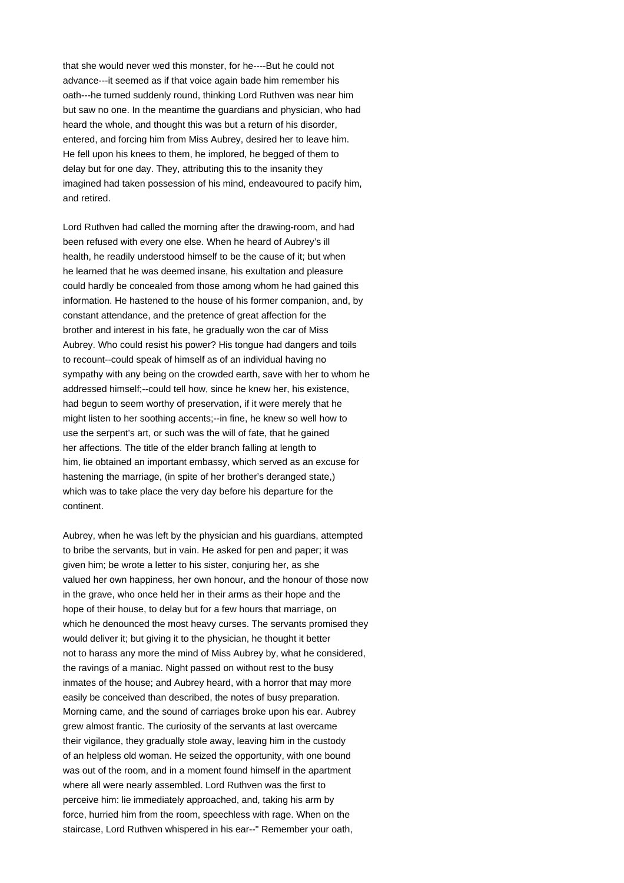that she would never wed this monster, for he----But he could not advance---it seemed as if that voice again bade him remember his oath---he turned suddenly round, thinking Lord Ruthven was near him but saw no one. In the meantime the guardians and physician, who had heard the whole, and thought this was but a return of his disorder, entered, and forcing him from Miss Aubrey, desired her to leave him. He fell upon his knees to them, he implored, he begged of them to delay but for one day. They, attributing this to the insanity they imagined had taken possession of his mind, endeavoured to pacify him, and retired.

Lord Ruthven had called the morning after the drawing-room, and had been refused with every one else. When he heard of Aubrey's ill health, he readily understood himself to be the cause of it; but when he learned that he was deemed insane, his exultation and pleasure could hardly be concealed from those among whom he had gained this information. He hastened to the house of his former companion, and, by constant attendance, and the pretence of great affection for the brother and interest in his fate, he gradually won the car of Miss Aubrey. Who could resist his power? His tongue had dangers and toils to recount--could speak of himself as of an individual having no sympathy with any being on the crowded earth, save with her to whom he addressed himself;--could tell how, since he knew her, his existence, had begun to seem worthy of preservation, if it were merely that he might listen to her soothing accents;--in fine, he knew so well how to use the serpent's art, or such was the will of fate, that he gained her affections. The title of the elder branch falling at length to him, lie obtained an important embassy, which served as an excuse for hastening the marriage, (in spite of her brother's deranged state,) which was to take place the very day before his departure for the continent.

Aubrey, when he was left by the physician and his guardians, attempted to bribe the servants, but in vain. He asked for pen and paper; it was given him; be wrote a letter to his sister, conjuring her, as she valued her own happiness, her own honour, and the honour of those now in the grave, who once held her in their arms as their hope and the hope of their house, to delay but for a few hours that marriage, on which he denounced the most heavy curses. The servants promised they would deliver it; but giving it to the physician, he thought it better not to harass any more the mind of Miss Aubrey by, what he considered, the ravings of a maniac. Night passed on without rest to the busy inmates of the house; and Aubrey heard, with a horror that may more easily be conceived than described, the notes of busy preparation. Morning came, and the sound of carriages broke upon his ear. Aubrey grew almost frantic. The curiosity of the servants at last overcame their vigilance, they gradually stole away, leaving him in the custody of an helpless old woman. He seized the opportunity, with one bound was out of the room, and in a moment found himself in the apartment where all were nearly assembled. Lord Ruthven was the first to perceive him: lie immediately approached, and, taking his arm by force, hurried him from the room, speechless with rage. When on the staircase, Lord Ruthven whispered in his ear--" Remember your oath,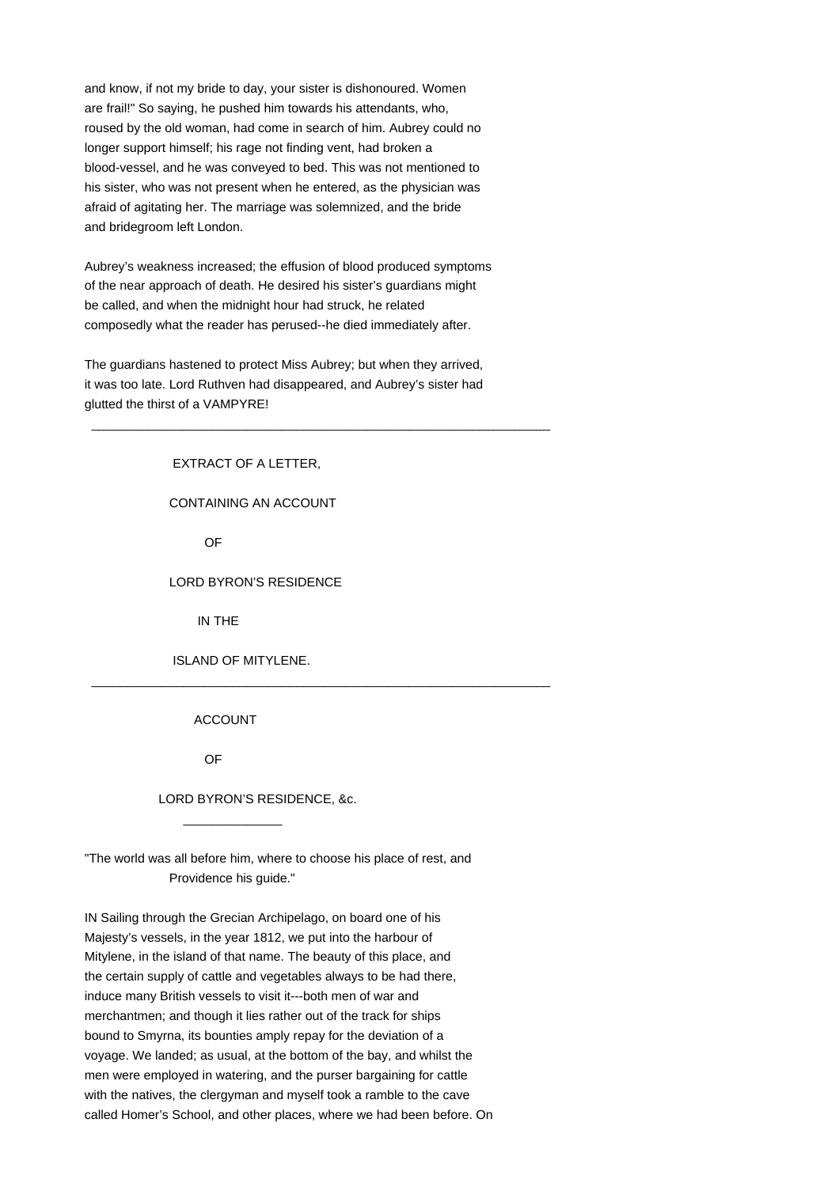and know, if not my bride to day, your sister is dishonoured. Women are frail!" So saying, he pushed him towards his attendants, who, roused by the old woman, had come in search of him. Aubrey could no longer support himself; his rage not finding vent, had broken a blood-vessel, and he was conveyed to bed. This was not mentioned to his sister, who was not present when he entered, as the physician was afraid of agitating her. The marriage was solemnized, and the bride and bridegroom left London.

Aubrey's weakness increased; the effusion of blood produced symptoms of the near approach of death. He desired his sister's guardians might be called, and when the midnight hour had struck, he related composedly what the reader has perused--he died immediately after.

The guardians hastened to protect Miss Aubrey; but when they arrived, it was too late. Lord Ruthven had disappeared, and Aubrey's sister had glutted the thirst of a VAMPYRE!

---

EXTRACT OF A LETTER,

CONTAINING AN ACCOUNT

OF

LORD BYRON'S RESIDENCE

IN THE

ISLAND OF MITYLENE.

---

ACCOUNT

OF

LORD BYRON'S RESIDENCE, &c.

---

"The world was all before him, where to choose his place of rest, and
Providence his guide."

IN Sailing through the Grecian Archipelago, on board one of his Majesty's vessels, in the year 1812, we put into the harbour of Mitylene, in the island of that name. The beauty of this place, and the certain supply of cattle and vegetables always to be had there, induce many British vessels to visit it---both men of war and merchantmen; and though it lies rather out of the track for ships bound to Smyrna, its bounties amply repay for the deviation of a voyage. We landed; as usual, at the bottom of the bay, and whilst the men were employed in watering, and the purser bargaining for cattle with the natives, the clergyman and myself took a ramble to the cave called Homer's School, and other places, where we had been before. On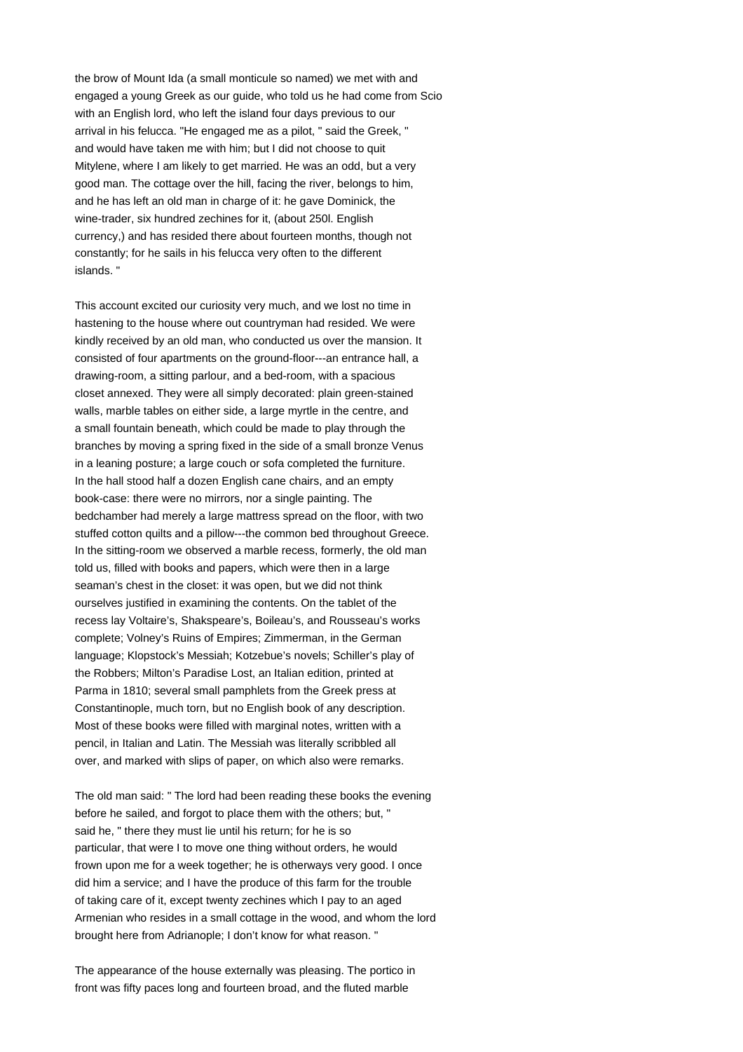the brow of Mount Ida (a small monticule so named) we met with and engaged a young Greek as our guide, who told us he had come from Scio with an English lord, who left the island four days previous to our arrival in his felucca. "He engaged me as a pilot, " said the Greek, " and would have taken me with him; but I did not choose to quit Mitylene, where I am likely to get married. He was an odd, but a very good man. The cottage over the hill, facing the river, belongs to him, and he has left an old man in charge of it: he gave Dominick, the wine-trader, six hundred zechines for it, (about 250l. English currency,) and has resided there about fourteen months, though not constantly; for he sails in his felucca very often to the different islands. "

This account excited our curiosity very much, and we lost no time in hastening to the house where out countryman had resided. We were kindly received by an old man, who conducted us over the mansion. It consisted of four apartments on the ground-floor---an entrance hall, a drawing-room, a sitting parlour, and a bed-room, with a spacious closet annexed. They were all simply decorated: plain green-stained walls, marble tables on either side, a large myrtle in the centre, and a small fountain beneath, which could be made to play through the branches by moving a spring fixed in the side of a small bronze Venus in a leaning posture; a large couch or sofa completed the furniture. In the hall stood half a dozen English cane chairs, and an empty book-case: there were no mirrors, nor a single painting. The bedchamber had merely a large mattress spread on the floor, with two stuffed cotton quilts and a pillow---the common bed throughout Greece. In the sitting-room we observed a marble recess, formerly, the old man told us, filled with books and papers, which were then in a large seaman's chest in the closet: it was open, but we did not think ourselves justified in examining the contents. On the tablet of the recess lay Voltaire's, Shakspeare's, Boileau's, and Rousseau's works complete; Volney's Ruins of Empires; Zimmerman, in the German language; Klopstock's Messiah; Kotzebue's novels; Schiller's play of the Robbers; Milton's Paradise Lost, an Italian edition, printed at Parma in 1810; several small pamphlets from the Greek press at Constantinople, much torn, but no English book of any description. Most of these books were filled with marginal notes, written with a pencil, in Italian and Latin. The Messiah was literally scribbled all over, and marked with slips of paper, on which also were remarks.

The old man said: " The lord had been reading these books the evening before he sailed, and forgot to place them with the others; but, " said he, " there they must lie until his return; for he is so particular, that were I to move one thing without orders, he would frown upon me for a week together; he is otherways very good. I once did him a service; and I have the produce of this farm for the trouble of taking care of it, except twenty zechines which I pay to an aged Armenian who resides in a small cottage in the wood, and whom the lord brought here from Adrianople; I don't know for what reason. "

The appearance of the house externally was pleasing. The portico in front was fifty paces long and fourteen broad, and the fluted marble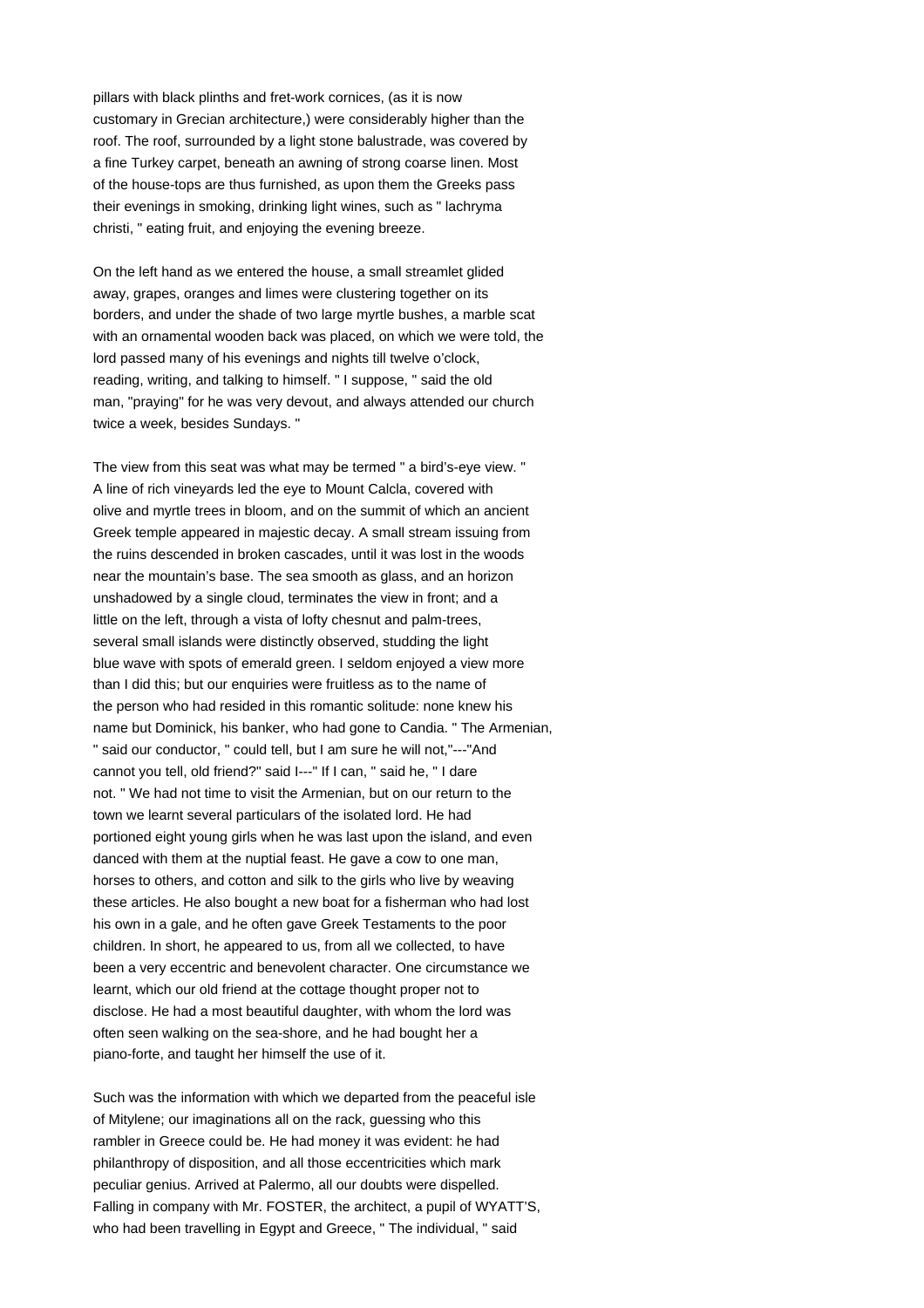pillars with black plinths and fret-work cornices, (as it is now customary in Grecian architecture,) were considerably higher than the roof. The roof, surrounded by a light stone balustrade, was covered by a fine Turkey carpet, beneath an awning of strong coarse linen. Most of the house-tops are thus furnished, as upon them the Greeks pass their evenings in smoking, drinking light wines, such as " lachryma christi, " eating fruit, and enjoying the evening breeze.

On the left hand as we entered the house, a small streamlet glided away, grapes, oranges and limes were clustering together on its borders, and under the shade of two large myrtle bushes, a marble scat with an ornamental wooden back was placed, on which we were told, the lord passed many of his evenings and nights till twelve o'clock, reading, writing, and talking to himself. " I suppose, " said the old man, "praying" for he was very devout, and always attended our church twice a week, besides Sundays. "

The view from this seat was what may be termed " a bird's-eye view. " A line of rich vineyards led the eye to Mount Calcla, covered with olive and myrtle trees in bloom, and on the summit of which an ancient Greek temple appeared in majestic decay. A small stream issuing from the ruins descended in broken cascades, until it was lost in the woods near the mountain's base. The sea smooth as glass, and an horizon unshadowed by a single cloud, terminates the view in front; and a little on the left, through a vista of lofty chesnut and palm-trees, several small islands were distinctly observed, studding the light blue wave with spots of emerald green. I seldom enjoyed a view more than I did this; but our enquiries were fruitless as to the name of the person who had resided in this romantic solitude: none knew his name but Dominick, his banker, who had gone to Candia. " The Armenian, " said our conductor, " could tell, but I am sure he will not,"---"And cannot you tell, old friend?" said I---" If I can, " said he, " I dare not. " We had not time to visit the Armenian, but on our return to the town we learnt several particulars of the isolated lord. He had portioned eight young girls when he was last upon the island, and even danced with them at the nuptial feast. He gave a cow to one man, horses to others, and cotton and silk to the girls who live by weaving these articles. He also bought a new boat for a fisherman who had lost his own in a gale, and he often gave Greek Testaments to the poor children. In short, he appeared to us, from all we collected, to have been a very eccentric and benevolent character. One circumstance we learnt, which our old friend at the cottage thought proper not to disclose. He had a most beautiful daughter, with whom the lord was often seen walking on the sea-shore, and he had bought her a piano-forte, and taught her himself the use of it.

Such was the information with which we departed from the peaceful isle of Mitylene; our imaginations all on the rack, guessing who this rambler in Greece could be. He had money it was evident: he had philanthropy of disposition, and all those eccentricities which mark peculiar genius. Arrived at Palermo, all our doubts were dispelled. Falling in company with Mr. FOSTER, the architect, a pupil of WYATT'S, who had been travelling in Egypt and Greece, " The individual, " said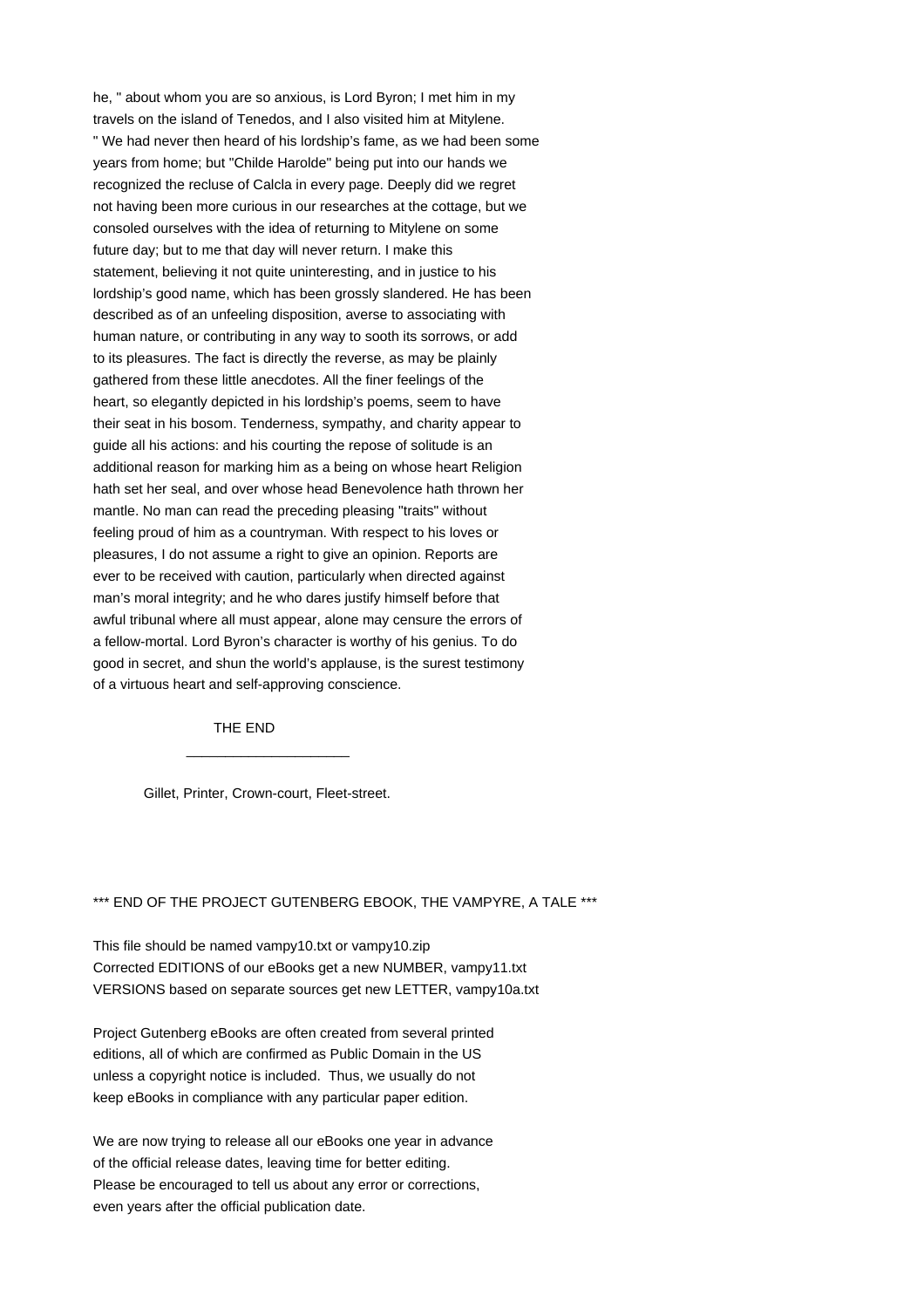he, " about whom you are so anxious, is Lord Byron; I met him in my travels on the island of Tenedos, and I also visited him at Mitylene. " We had never then heard of his lordship's fame, as we had been some years from home; but "Childe Harolde" being put into our hands we recognized the recluse of Calcla in every page. Deeply did we regret not having been more curious in our researches at the cottage, but we consoled ourselves with the idea of returning to Mitylene on some future day; but to me that day will never return. I make this statement, believing it not quite uninteresting, and in justice to his lordship's good name, which has been grossly slandered. He has been described as of an unfeeling disposition, averse to associating with human nature, or contributing in any way to sooth its sorrows, or add to its pleasures. The fact is directly the reverse, as may be plainly gathered from these little anecdotes. All the finer feelings of the heart, so elegantly depicted in his lordship's poems, seem to have their seat in his bosom. Tenderness, sympathy, and charity appear to guide all his actions: and his courting the repose of solitude is an additional reason for marking him as a being on whose heart Religion hath set her seal, and over whose head Benevolence hath thrown her mantle. No man can read the preceding pleasing "traits" without feeling proud of him as a countryman. With respect to his loves or pleasures, I do not assume a right to give an opinion. Reports are ever to be received with caution, particularly when directed against man's moral integrity; and he who dares justify himself before that awful tribunal where all must appear, alone may censure the errors of a fellow-mortal. Lord Byron's character is worthy of his genius. To do good in secret, and shun the world's applause, is the surest testimony of a virtuous heart and self-approving conscience.

THE END

---

Gillet, Printer, Crown-court, Fleet-street.

*** END OF THE PROJECT GUTENBERG EBOOK, THE VAMPYRE, A TALE ***

This file should be named vampy10.txt or vampy10.zip
Corrected EDITIONS of our eBooks get a new NUMBER, vampy11.txt
VERSIONS based on separate sources get new LETTER, vampy10a.txt

Project Gutenberg eBooks are often created from several printed editions, all of which are confirmed as Public Domain in the US unless a copyright notice is included. Thus, we usually do not keep eBooks in compliance with any particular paper edition.

We are now trying to release all our eBooks one year in advance of the official release dates, leaving time for better editing. Please be encouraged to tell us about any error or corrections, even years after the official publication date.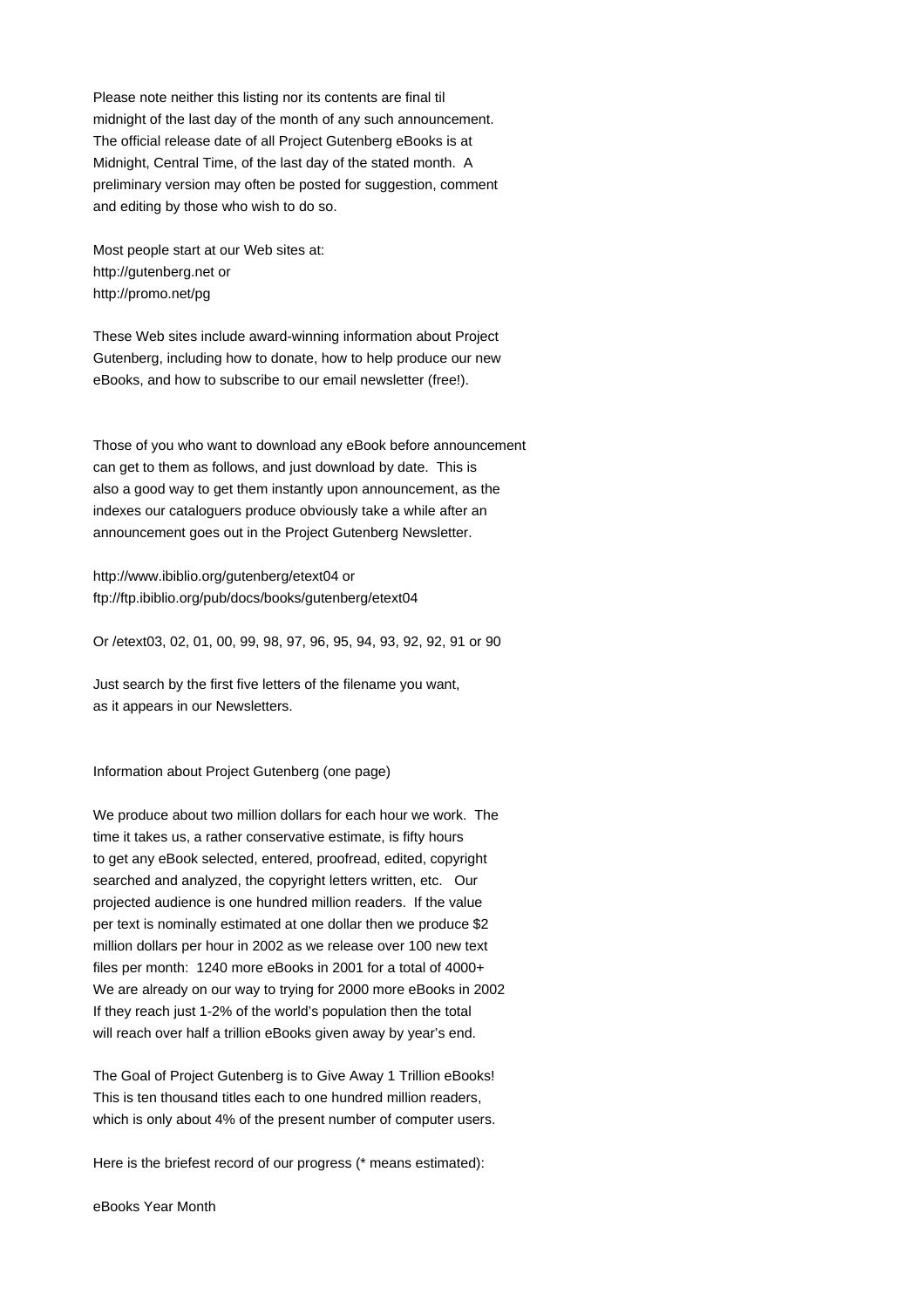Please note neither this listing nor its contents are final til
midnight of the last day of the month of any such announcement.
The official release date of all Project Gutenberg eBooks is at
Midnight, Central Time, of the last day of the stated month. A
preliminary version may often be posted for suggestion, comment
and editing by those who wish to do so.

Most people start at our Web sites at:
http://gutenberg.net or
http://promo.net/pg

These Web sites include award-winning information about Project
Gutenberg, including how to donate, how to help produce our new
eBooks, and how to subscribe to our email newsletter (free!).

Those of you who want to download any eBook before announcement
can get to them as follows, and just download by date. This is
also a good way to get them instantly upon announcement, as the
indexes our cataloguers produce obviously take a while after an
announcement goes out in the Project Gutenberg Newsletter.

http://www.ibiblio.org/gutenberg/etext04 or
ftp://ftp.ibiblio.org/pub/docs/books/gutenberg/etext04

Or /etext03, 02, 01, 00, 99, 98, 97, 96, 95, 94, 93, 92, 92, 91 or 90

Just search by the first five letters of the filename you want,
as it appears in our Newsletters.

Information about Project Gutenberg (one page)

We produce about two million dollars for each hour we work. The
time it takes us, a rather conservative estimate, is fifty hours
to get any eBook selected, entered, proofread, edited, copyright
searched and analyzed, the copyright letters written, etc. Our
projected audience is one hundred million readers. If the value
per text is nominally estimated at one dollar then we produce $2
million dollars per hour in 2002 as we release over 100 new text
files per month: 1240 more eBooks in 2001 for a total of 4000+
We are already on our way to trying for 2000 more eBooks in 2002
If they reach just 1-2% of the world's population then the total
will reach over half a trillion eBooks given away by year's end.

The Goal of Project Gutenberg is to Give Away 1 Trillion eBooks!
This is ten thousand titles each to one hundred million readers,
which is only about 4% of the present number of computer users.

Here is the briefest record of our progress (* means estimated):

eBooks Year Month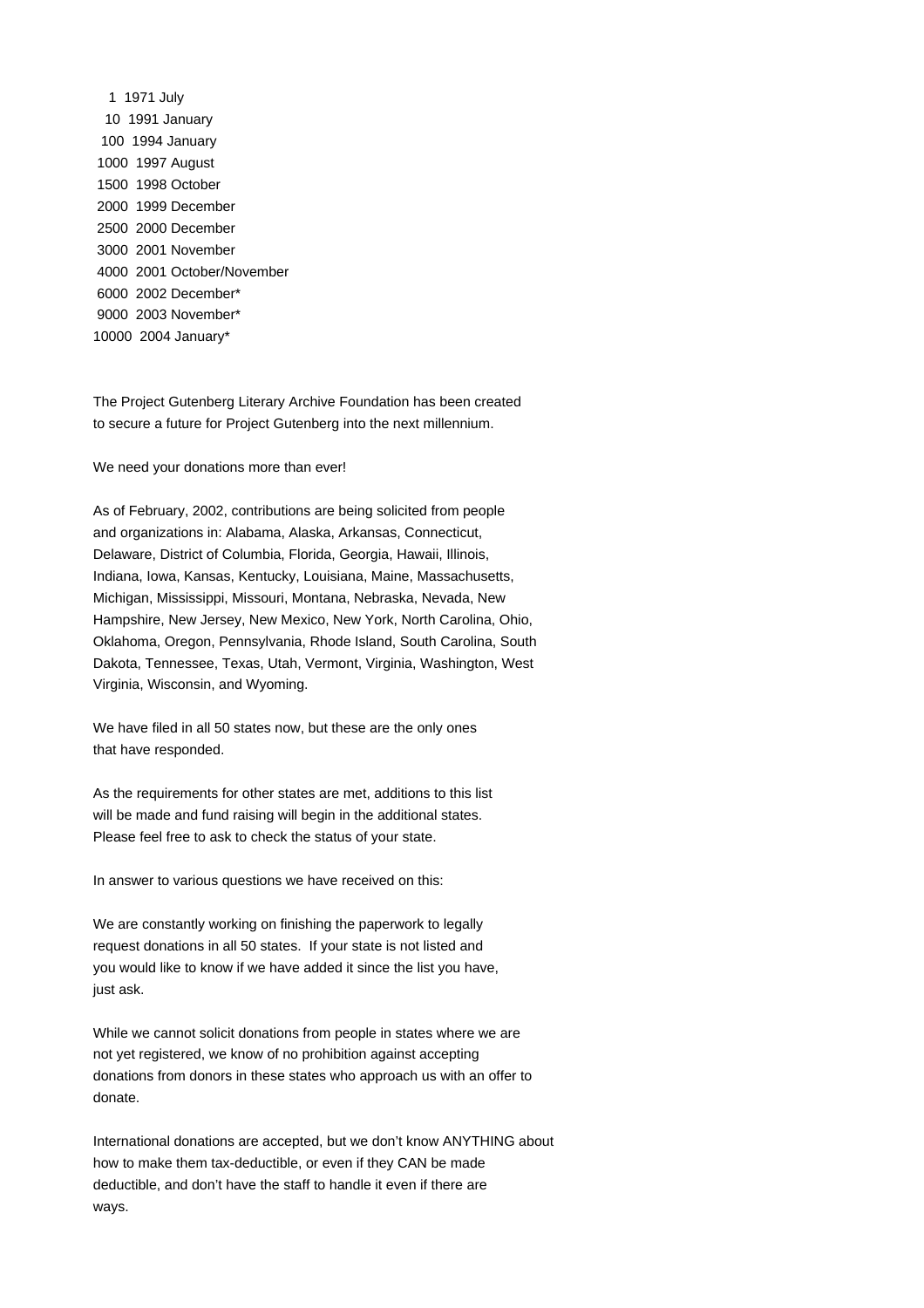```
    1  1971 July
   10  1991 January
  100  1994 January
 1000  1997 August
 1500  1998 October
 2000  1999 December
 2500  2000 December
 3000  2001 November
 4000  2001 October/November
 6000  2002 December*
 9000  2003 November*
10000  2004 January*
```

The Project Gutenberg Literary Archive Foundation has been created to secure a future for Project Gutenberg into the next millennium.

We need your donations more than ever!

As of February, 2002, contributions are being solicited from people and organizations in: Alabama, Alaska, Arkansas, Connecticut, Delaware, District of Columbia, Florida, Georgia, Hawaii, Illinois, Indiana, Iowa, Kansas, Kentucky, Louisiana, Maine, Massachusetts, Michigan, Mississippi, Missouri, Montana, Nebraska, Nevada, New Hampshire, New Jersey, New Mexico, New York, North Carolina, Ohio, Oklahoma, Oregon, Pennsylvania, Rhode Island, South Carolina, South Dakota, Tennessee, Texas, Utah, Vermont, Virginia, Washington, West Virginia, Wisconsin, and Wyoming.

We have filed in all 50 states now, but these are the only ones that have responded.

As the requirements for other states are met, additions to this list will be made and fund raising will begin in the additional states. Please feel free to ask to check the status of your state.

In answer to various questions we have received on this:

We are constantly working on finishing the paperwork to legally request donations in all 50 states. If your state is not listed and you would like to know if we have added it since the list you have, just ask.

While we cannot solicit donations from people in states where we are not yet registered, we know of no prohibition against accepting donations from donors in these states who approach us with an offer to donate.

International donations are accepted, but we don't know ANYTHING about how to make them tax-deductible, or even if they CAN be made deductible, and don't have the staff to handle it even if there are ways.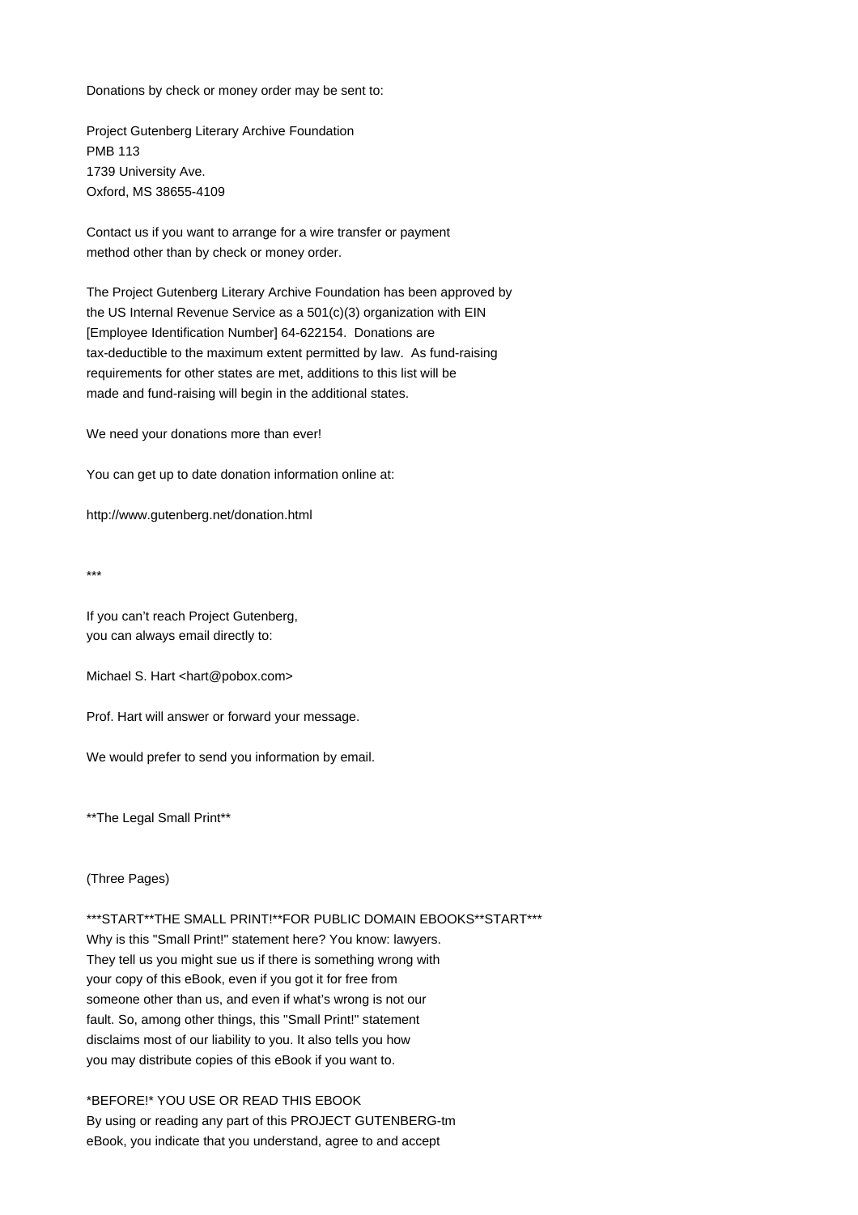Donations by check or money order may be sent to:

Project Gutenberg Literary Archive Foundation
PMB 113
1739 University Ave.
Oxford, MS 38655-4109

Contact us if you want to arrange for a wire transfer or payment method other than by check or money order.

The Project Gutenberg Literary Archive Foundation has been approved by the US Internal Revenue Service as a 501(c)(3) organization with EIN [Employee Identification Number] 64-622154. Donations are tax-deductible to the maximum extent permitted by law. As fund-raising requirements for other states are met, additions to this list will be made and fund-raising will begin in the additional states.

We need your donations more than ever!

You can get up to date donation information online at:

http://www.gutenberg.net/donation.html

***

If you can't reach Project Gutenberg,
you can always email directly to:

Michael S. Hart <hart@pobox.com>

Prof. Hart will answer or forward your message.

We would prefer to send you information by email.

**The Legal Small Print**

(Three Pages)

***START**THE SMALL PRINT!**FOR PUBLIC DOMAIN EBOOKS**START***
Why is this "Small Print!" statement here? You know: lawyers. They tell us you might sue us if there is something wrong with your copy of this eBook, even if you got it for free from someone other than us, and even if what's wrong is not our fault. So, among other things, this "Small Print!" statement disclaims most of our liability to you. It also tells you how you may distribute copies of this eBook if you want to.

*BEFORE!* YOU USE OR READ THIS EBOOK
By using or reading any part of this PROJECT GUTENBERG-tm eBook, you indicate that you understand, agree to and accept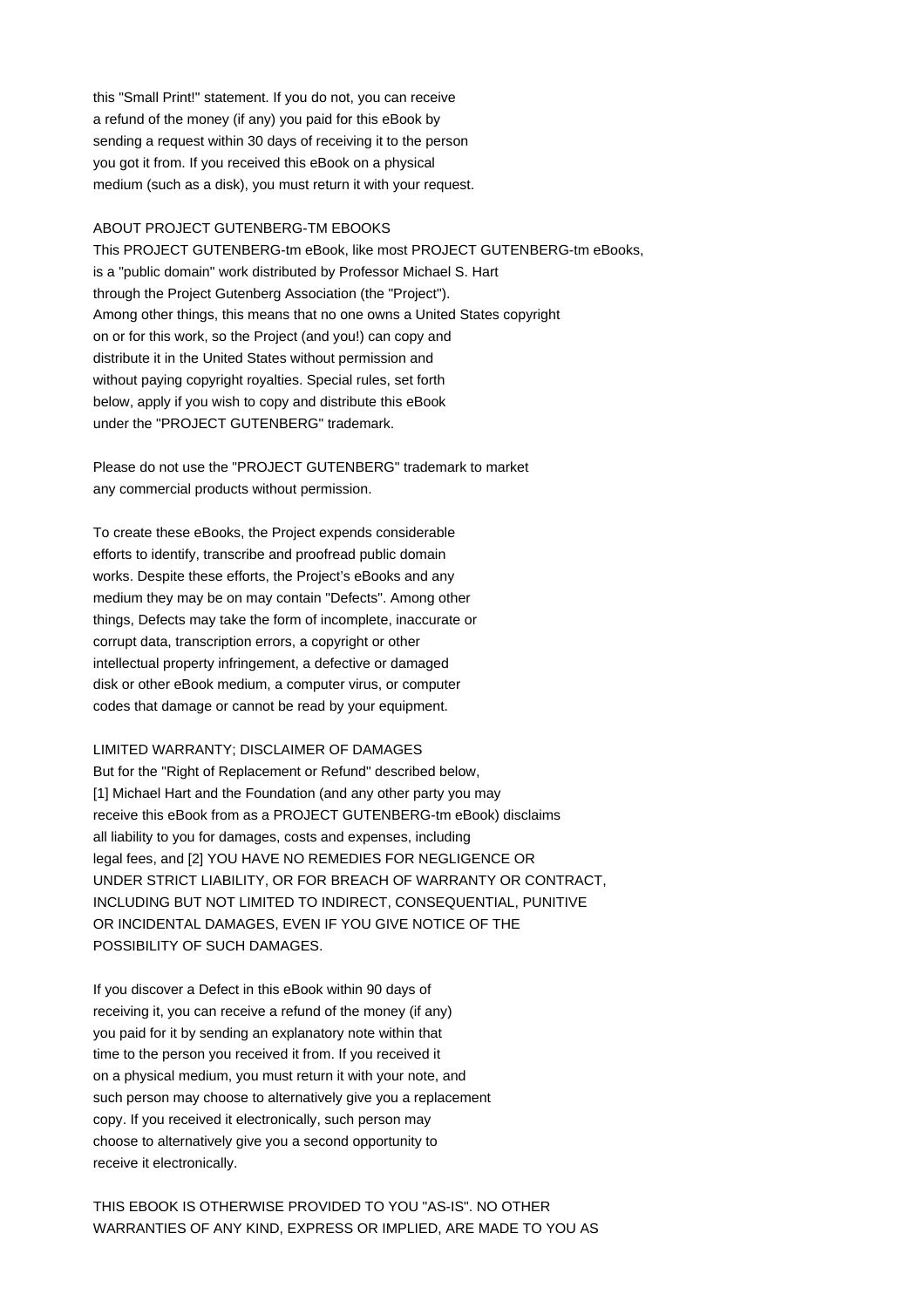this "Small Print!" statement. If you do not, you can receive a refund of the money (if any) you paid for this eBook by sending a request within 30 days of receiving it to the person you got it from. If you received this eBook on a physical medium (such as a disk), you must return it with your request.

ABOUT PROJECT GUTENBERG-TM EBOOKS

This PROJECT GUTENBERG-tm eBook, like most PROJECT GUTENBERG-tm eBooks, is a "public domain" work distributed by Professor Michael S. Hart through the Project Gutenberg Association (the "Project"). Among other things, this means that no one owns a United States copyright on or for this work, so the Project (and you!) can copy and distribute it in the United States without permission and without paying copyright royalties. Special rules, set forth below, apply if you wish to copy and distribute this eBook under the "PROJECT GUTENBERG" trademark.

Please do not use the "PROJECT GUTENBERG" trademark to market any commercial products without permission.

To create these eBooks, the Project expends considerable efforts to identify, transcribe and proofread public domain works. Despite these efforts, the Project's eBooks and any medium they may be on may contain "Defects". Among other things, Defects may take the form of incomplete, inaccurate or corrupt data, transcription errors, a copyright or other intellectual property infringement, a defective or damaged disk or other eBook medium, a computer virus, or computer codes that damage or cannot be read by your equipment.

LIMITED WARRANTY; DISCLAIMER OF DAMAGES

But for the "Right of Replacement or Refund" described below, [1] Michael Hart and the Foundation (and any other party you may receive this eBook from as a PROJECT GUTENBERG-tm eBook) disclaims all liability to you for damages, costs and expenses, including legal fees, and [2] YOU HAVE NO REMEDIES FOR NEGLIGENCE OR UNDER STRICT LIABILITY, OR FOR BREACH OF WARRANTY OR CONTRACT, INCLUDING BUT NOT LIMITED TO INDIRECT, CONSEQUENTIAL, PUNITIVE OR INCIDENTAL DAMAGES, EVEN IF YOU GIVE NOTICE OF THE POSSIBILITY OF SUCH DAMAGES.

If you discover a Defect in this eBook within 90 days of receiving it, you can receive a refund of the money (if any) you paid for it by sending an explanatory note within that time to the person you received it from. If you received it on a physical medium, you must return it with your note, and such person may choose to alternatively give you a replacement copy. If you received it electronically, such person may choose to alternatively give you a second opportunity to receive it electronically.

THIS EBOOK IS OTHERWISE PROVIDED TO YOU "AS-IS". NO OTHER WARRANTIES OF ANY KIND, EXPRESS OR IMPLIED, ARE MADE TO YOU AS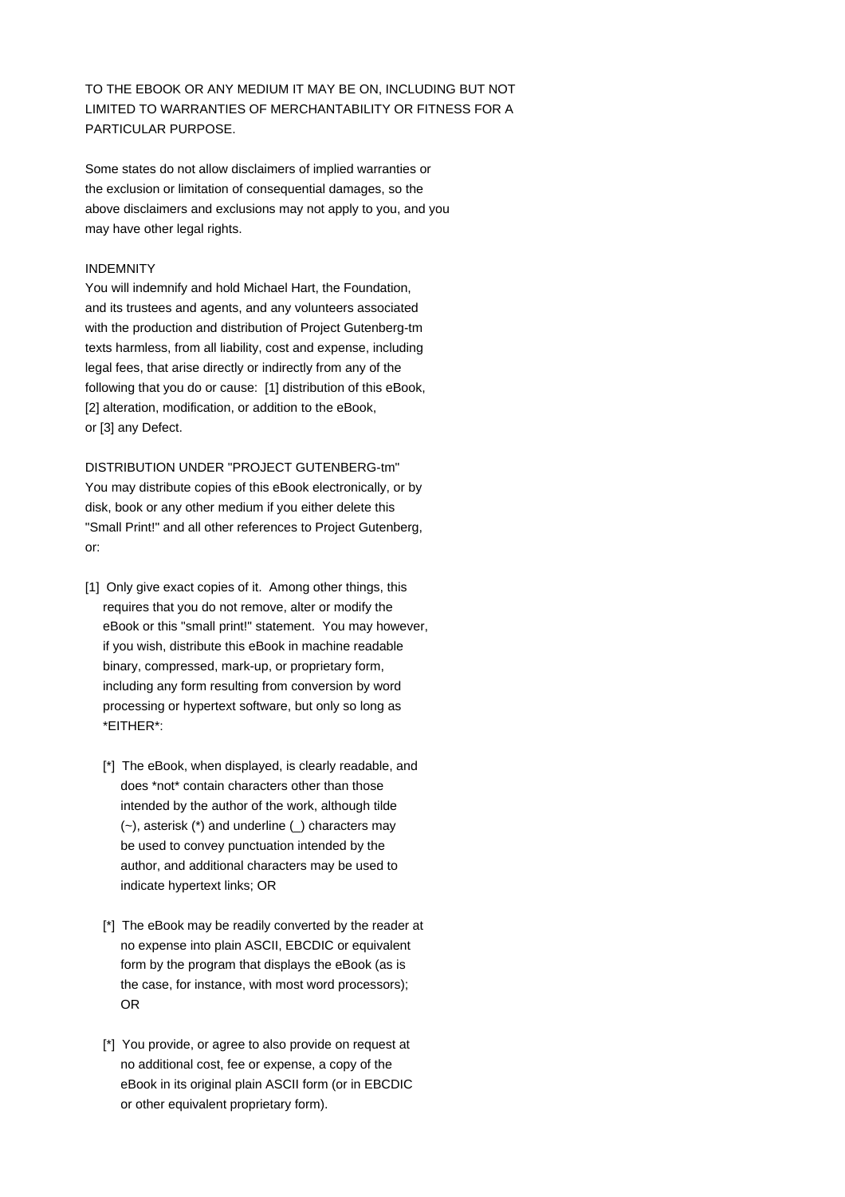TO THE EBOOK OR ANY MEDIUM IT MAY BE ON, INCLUDING BUT NOT LIMITED TO WARRANTIES OF MERCHANTABILITY OR FITNESS FOR A PARTICULAR PURPOSE.

Some states do not allow disclaimers of implied warranties or the exclusion or limitation of consequential damages, so the above disclaimers and exclusions may not apply to you, and you may have other legal rights.

INDEMNITY
You will indemnify and hold Michael Hart, the Foundation, and its trustees and agents, and any volunteers associated with the production and distribution of Project Gutenberg-tm texts harmless, from all liability, cost and expense, including legal fees, that arise directly or indirectly from any of the following that you do or cause: [1] distribution of this eBook, [2] alteration, modification, or addition to the eBook, or [3] any Defect.

DISTRIBUTION UNDER "PROJECT GUTENBERG-tm"
You may distribute copies of this eBook electronically, or by disk, book or any other medium if you either delete this "Small Print!" and all other references to Project Gutenberg, or:

[1] Only give exact copies of it. Among other things, this requires that you do not remove, alter or modify the eBook or this "small print!" statement. You may however, if you wish, distribute this eBook in machine readable binary, compressed, mark-up, or proprietary form, including any form resulting from conversion by word processing or hypertext software, but only so long as *EITHER*:

  [*] The eBook, when displayed, is clearly readable, and does *not* contain characters other than those intended by the author of the work, although tilde (~), asterisk (*) and underline (_) characters may be used to convey punctuation intended by the author, and additional characters may be used to indicate hypertext links; OR

  [*] The eBook may be readily converted by the reader at no expense into plain ASCII, EBCDIC or equivalent form by the program that displays the eBook (as is the case, for instance, with most word processors); OR

  [*] You provide, or agree to also provide on request at no additional cost, fee or expense, a copy of the eBook in its original plain ASCII form (or in EBCDIC or other equivalent proprietary form).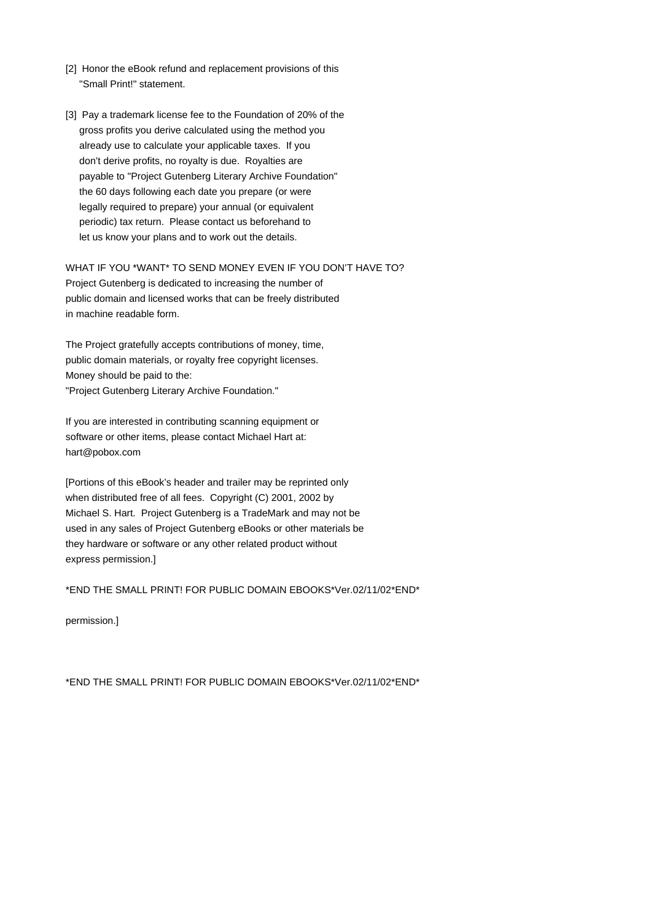[2] Honor the eBook refund and replacement provisions of this "Small Print!" statement.

[3] Pay a trademark license fee to the Foundation of 20% of the gross profits you derive calculated using the method you already use to calculate your applicable taxes. If you don't derive profits, no royalty is due. Royalties are payable to "Project Gutenberg Literary Archive Foundation" the 60 days following each date you prepare (or were legally required to prepare) your annual (or equivalent periodic) tax return. Please contact us beforehand to let us know your plans and to work out the details.

WHAT IF YOU *WANT* TO SEND MONEY EVEN IF YOU DON'T HAVE TO?
Project Gutenberg is dedicated to increasing the number of public domain and licensed works that can be freely distributed in machine readable form.

The Project gratefully accepts contributions of money, time, public domain materials, or royalty free copyright licenses. Money should be paid to the:
"Project Gutenberg Literary Archive Foundation."

If you are interested in contributing scanning equipment or software or other items, please contact Michael Hart at:
hart@pobox.com

[Portions of this eBook's header and trailer may be reprinted only when distributed free of all fees. Copyright (C) 2001, 2002 by Michael S. Hart. Project Gutenberg is a TradeMark and may not be used in any sales of Project Gutenberg eBooks or other materials be they hardware or software or any other related product without express permission.]

*END THE SMALL PRINT! FOR PUBLIC DOMAIN EBOOKS*Ver.02/11/02*END*

permission.]

*END THE SMALL PRINT! FOR PUBLIC DOMAIN EBOOKS*Ver.02/11/02*END*